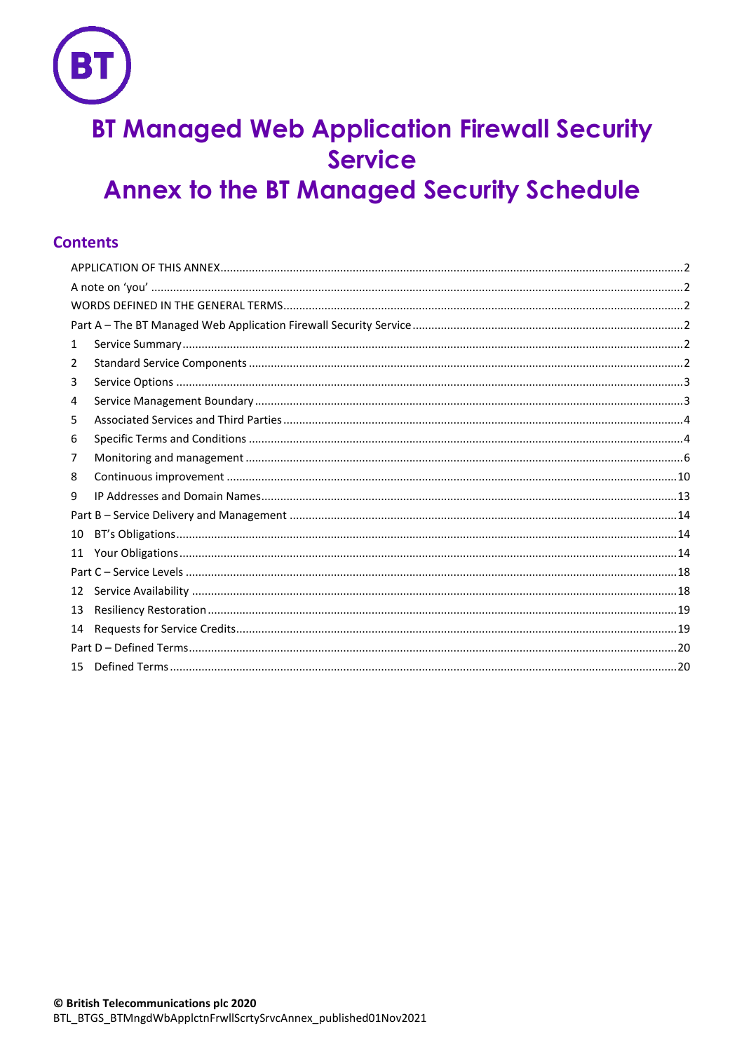# BT Managed Web Application Firewall Security Service
# Annex to the BT Managed Security Schedule

## Contents

APPLICATION OF THIS ANNEX ..... 2
A note on 'you' ..... 2
WORDS DEFINED IN THE GENERAL TERMS ..... 2
Part A – The BT Managed Web Application Firewall Security Service ..... 2
1 Service Summary ..... 2
2 Standard Service Components ..... 2
3 Service Options ..... 3
4 Service Management Boundary ..... 3
5 Associated Services and Third Parties ..... 4
6 Specific Terms and Conditions ..... 4
7 Monitoring and management ..... 6
8 Continuous improvement ..... 10
9 IP Addresses and Domain Names ..... 13
Part B – Service Delivery and Management ..... 14
10 BT's Obligations ..... 14
11 Your Obligations ..... 14
Part C – Service Levels ..... 18
12 Service Availability ..... 18
13 Resiliency Restoration ..... 19
14 Requests for Service Credits ..... 19
Part D – Defined Terms ..... 20
15 Defined Terms ..... 20

**© British Telecommunications plc 2020**
BTL_BTGS_BTMngdWbApplctnFrwllScrtySrvcAnnex_published01Nov2021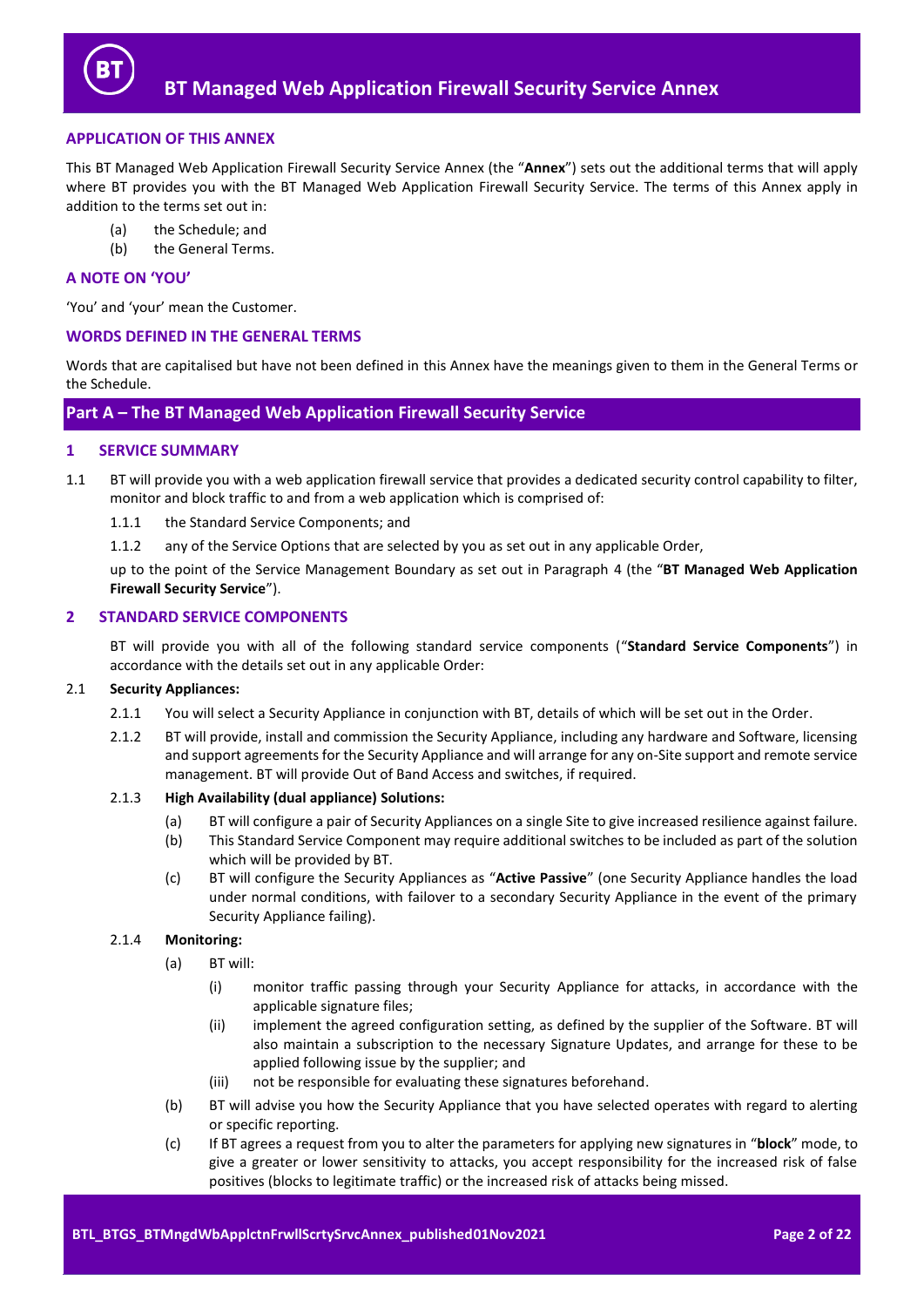# BT Managed Web Application Firewall Security Service Annex

## APPLICATION OF THIS ANNEX

This BT Managed Web Application Firewall Security Service Annex (the "**Annex**") sets out the additional terms that will apply where BT provides you with the BT Managed Web Application Firewall Security Service. The terms of this Annex apply in addition to the terms set out in:

(a) the Schedule; and
(b) the General Terms.

## A NOTE ON 'YOU'

'You' and 'your' mean the Customer.

## WORDS DEFINED IN THE GENERAL TERMS

Words that are capitalised but have not been defined in this Annex have the meanings given to them in the General Terms or the Schedule.

## Part A – The BT Managed Web Application Firewall Security Service

### 1 SERVICE SUMMARY

1.1 BT will provide you with a web application firewall service that provides a dedicated security control capability to filter, monitor and block traffic to and from a web application which is comprised of:

1.1.1 the Standard Service Components; and

1.1.2 any of the Service Options that are selected by you as set out in any applicable Order,

up to the point of the Service Management Boundary as set out in Paragraph 4 (the "**BT Managed Web Application Firewall Security Service**").

### 2 STANDARD SERVICE COMPONENTS

BT will provide you with all of the following standard service components ("**Standard Service Components**") in accordance with the details set out in any applicable Order:

2.1 **Security Appliances:**

2.1.1 You will select a Security Appliance in conjunction with BT, details of which will be set out in the Order.

2.1.2 BT will provide, install and commission the Security Appliance, including any hardware and Software, licensing and support agreements for the Security Appliance and will arrange for any on-Site support and remote service management. BT will provide Out of Band Access and switches, if required.

2.1.3 **High Availability (dual appliance) Solutions:**

(a) BT will configure a pair of Security Appliances on a single Site to give increased resilience against failure.
(b) This Standard Service Component may require additional switches to be included as part of the solution which will be provided by BT.
(c) BT will configure the Security Appliances as "**Active Passive**" (one Security Appliance handles the load under normal conditions, with failover to a secondary Security Appliance in the event of the primary Security Appliance failing).

2.1.4 **Monitoring:**

(a) BT will:

(i) monitor traffic passing through your Security Appliance for attacks, in accordance with the applicable signature files;
(ii) implement the agreed configuration setting, as defined by the supplier of the Software. BT will also maintain a subscription to the necessary Signature Updates, and arrange for these to be applied following issue by the supplier; and
(iii) not be responsible for evaluating these signatures beforehand.

(b) BT will advise you how the Security Appliance that you have selected operates with regard to alerting or specific reporting.
(c) If BT agrees a request from you to alter the parameters for applying new signatures in "**block**" mode, to give a greater or lower sensitivity to attacks, you accept responsibility for the increased risk of false positives (blocks to legitimate traffic) or the increased risk of attacks being missed.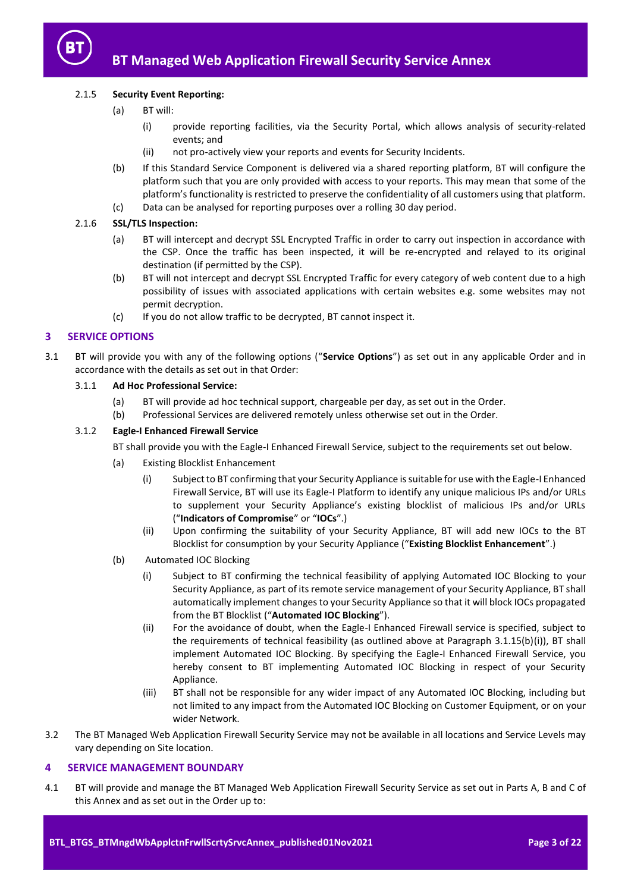2.1.5 **Security Event Reporting:**

(a) BT will:

(i) provide reporting facilities, via the Security Portal, which allows analysis of security-related events; and

(ii) not pro-actively view your reports and events for Security Incidents.

(b) If this Standard Service Component is delivered via a shared reporting platform, BT will configure the platform such that you are only provided with access to your reports. This may mean that some of the platform's functionality is restricted to preserve the confidentiality of all customers using that platform.

(c) Data can be analysed for reporting purposes over a rolling 30 day period.

2.1.6 **SSL/TLS Inspection:**

(a) BT will intercept and decrypt SSL Encrypted Traffic in order to carry out inspection in accordance with the CSP. Once the traffic has been inspected, it will be re-encrypted and relayed to its original destination (if permitted by the CSP).

(b) BT will not intercept and decrypt SSL Encrypted Traffic for every category of web content due to a high possibility of issues with associated applications with certain websites e.g. some websites may not permit decryption.

(c) If you do not allow traffic to be decrypted, BT cannot inspect it.

## 3 SERVICE OPTIONS

3.1 BT will provide you with any of the following options ("**Service Options**") as set out in any applicable Order and in accordance with the details as set out in that Order:

3.1.1 **Ad Hoc Professional Service:**

(a) BT will provide ad hoc technical support, chargeable per day, as set out in the Order.

(b) Professional Services are delivered remotely unless otherwise set out in the Order.

3.1.2 **Eagle-I Enhanced Firewall Service**

BT shall provide you with the Eagle-I Enhanced Firewall Service, subject to the requirements set out below.

(a) Existing Blocklist Enhancement

(i) Subject to BT confirming that your Security Appliance is suitable for use with the Eagle-I Enhanced Firewall Service, BT will use its Eagle-I Platform to identify any unique malicious IPs and/or URLs to supplement your Security Appliance's existing blocklist of malicious IPs and/or URLs ("**Indicators of Compromise**" or "**IOCs**".)

(ii) Upon confirming the suitability of your Security Appliance, BT will add new IOCs to the BT Blocklist for consumption by your Security Appliance ("**Existing Blocklist Enhancement**".)

(b) Automated IOC Blocking

(i) Subject to BT confirming the technical feasibility of applying Automated IOC Blocking to your Security Appliance, as part of its remote service management of your Security Appliance, BT shall automatically implement changes to your Security Appliance so that it will block IOCs propagated from the BT Blocklist ("**Automated IOC Blocking**").

(ii) For the avoidance of doubt, when the Eagle-I Enhanced Firewall service is specified, subject to the requirements of technical feasibility (as outlined above at Paragraph 3.1.15(b)(i)), BT shall implement Automated IOC Blocking. By specifying the Eagle-I Enhanced Firewall Service, you hereby consent to BT implementing Automated IOC Blocking in respect of your Security Appliance.

(iii) BT shall not be responsible for any wider impact of any Automated IOC Blocking, including but not limited to any impact from the Automated IOC Blocking on Customer Equipment, or on your wider Network.

3.2 The BT Managed Web Application Firewall Security Service may not be available in all locations and Service Levels may vary depending on Site location.

## 4 SERVICE MANAGEMENT BOUNDARY

4.1 BT will provide and manage the BT Managed Web Application Firewall Security Service as set out in Parts A, B and C of this Annex and as set out in the Order up to: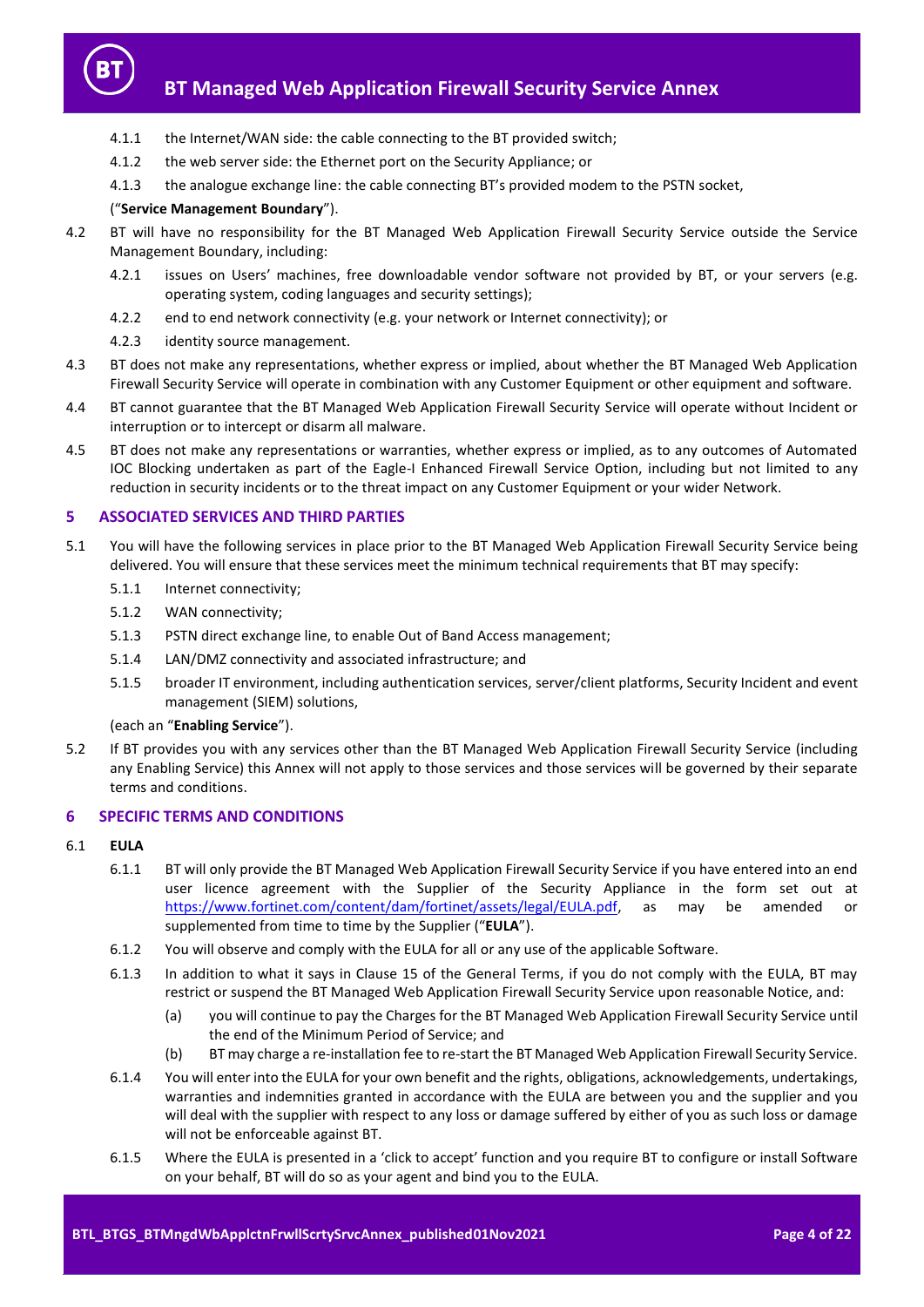4.1.1 the Internet/WAN side: the cable connecting to the BT provided switch;

4.1.2 the web server side: the Ethernet port on the Security Appliance; or

4.1.3 the analogue exchange line: the cable connecting BT's provided modem to the PSTN socket,

("**Service Management Boundary**").

4.2 BT will have no responsibility for the BT Managed Web Application Firewall Security Service outside the Service Management Boundary, including:

4.2.1 issues on Users' machines, free downloadable vendor software not provided by BT, or your servers (e.g. operating system, coding languages and security settings);

4.2.2 end to end network connectivity (e.g. your network or Internet connectivity); or

4.2.3 identity source management.

4.3 BT does not make any representations, whether express or implied, about whether the BT Managed Web Application Firewall Security Service will operate in combination with any Customer Equipment or other equipment and software.

4.4 BT cannot guarantee that the BT Managed Web Application Firewall Security Service will operate without Incident or interruption or to intercept or disarm all malware.

4.5 BT does not make any representations or warranties, whether express or implied, as to any outcomes of Automated IOC Blocking undertaken as part of the Eagle-I Enhanced Firewall Service Option, including but not limited to any reduction in security incidents or to the threat impact on any Customer Equipment or your wider Network.

## 5 ASSOCIATED SERVICES AND THIRD PARTIES

5.1 You will have the following services in place prior to the BT Managed Web Application Firewall Security Service being delivered. You will ensure that these services meet the minimum technical requirements that BT may specify:

5.1.1 Internet connectivity;

5.1.2 WAN connectivity;

5.1.3 PSTN direct exchange line, to enable Out of Band Access management;

5.1.4 LAN/DMZ connectivity and associated infrastructure; and

5.1.5 broader IT environment, including authentication services, server/client platforms, Security Incident and event management (SIEM) solutions,

(each an "**Enabling Service**").

5.2 If BT provides you with any services other than the BT Managed Web Application Firewall Security Service (including any Enabling Service) this Annex will not apply to those services and those services will be governed by their separate terms and conditions.

## 6 SPECIFIC TERMS AND CONDITIONS

6.1 **EULA**

6.1.1 BT will only provide the BT Managed Web Application Firewall Security Service if you have entered into an end user licence agreement with the Supplier of the Security Appliance in the form set out at https://www.fortinet.com/content/dam/fortinet/assets/legal/EULA.pdf, as may be amended or supplemented from time to time by the Supplier ("**EULA**").

6.1.2 You will observe and comply with the EULA for all or any use of the applicable Software.

6.1.3 In addition to what it says in Clause 15 of the General Terms, if you do not comply with the EULA, BT may restrict or suspend the BT Managed Web Application Firewall Security Service upon reasonable Notice, and:

(a) you will continue to pay the Charges for the BT Managed Web Application Firewall Security Service until the end of the Minimum Period of Service; and

(b) BT may charge a re-installation fee to re-start the BT Managed Web Application Firewall Security Service.

6.1.4 You will enter into the EULA for your own benefit and the rights, obligations, acknowledgements, undertakings, warranties and indemnities granted in accordance with the EULA are between you and the supplier and you will deal with the supplier with respect to any loss or damage suffered by either of you as such loss or damage will not be enforceable against BT.

6.1.5 Where the EULA is presented in a 'click to accept' function and you require BT to configure or install Software on your behalf, BT will do so as your agent and bind you to the EULA.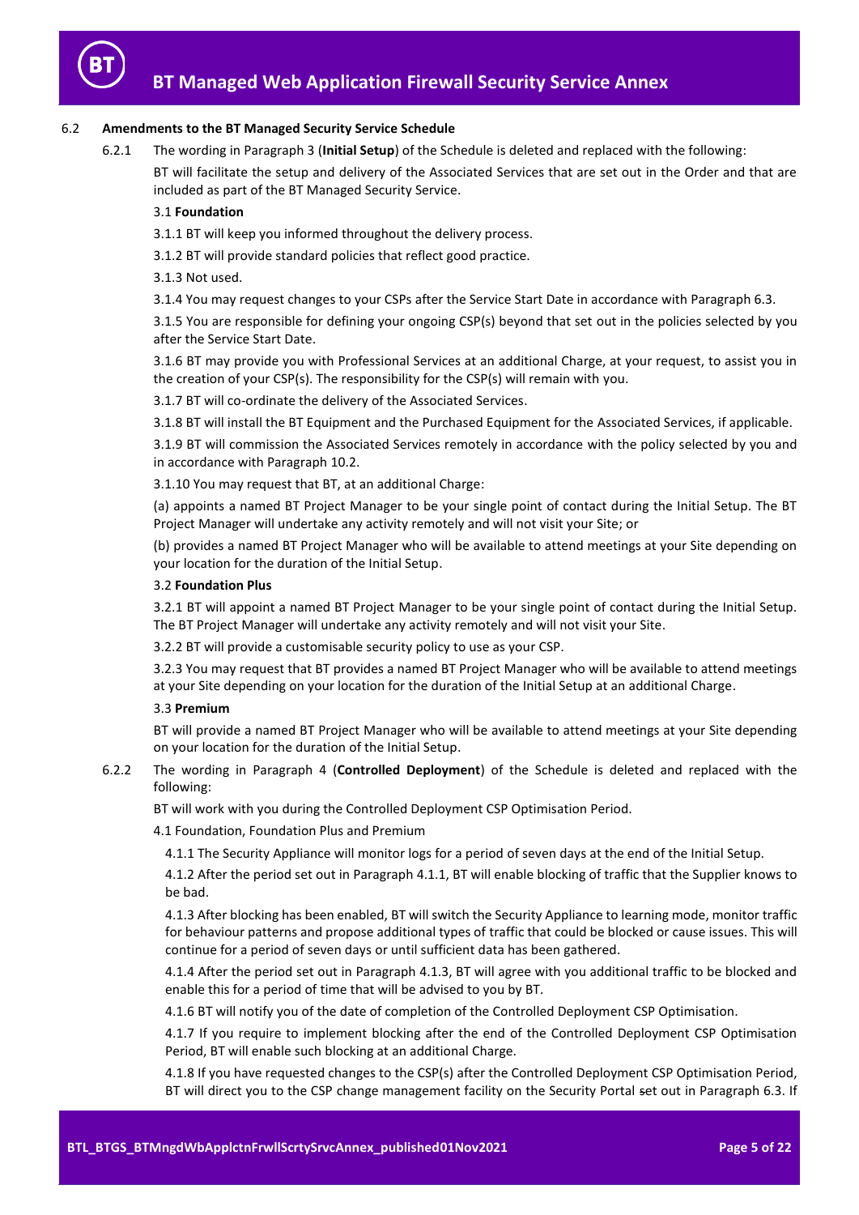### 6.2 Amendments to the BT Managed Security Service Schedule

6.2.1 The wording in Paragraph 3 (**Initial Setup**) of the Schedule is deleted and replaced with the following:

BT will facilitate the setup and delivery of the Associated Services that are set out in the Order and that are included as part of the BT Managed Security Service.

3.1 **Foundation**

3.1.1 BT will keep you informed throughout the delivery process.

3.1.2 BT will provide standard policies that reflect good practice.

3.1.3 Not used.

3.1.4 You may request changes to your CSPs after the Service Start Date in accordance with Paragraph 6.3.

3.1.5 You are responsible for defining your ongoing CSP(s) beyond that set out in the policies selected by you after the Service Start Date.

3.1.6 BT may provide you with Professional Services at an additional Charge, at your request, to assist you in the creation of your CSP(s). The responsibility for the CSP(s) will remain with you.

3.1.7 BT will co-ordinate the delivery of the Associated Services.

3.1.8 BT will install the BT Equipment and the Purchased Equipment for the Associated Services, if applicable.

3.1.9 BT will commission the Associated Services remotely in accordance with the policy selected by you and in accordance with Paragraph 10.2.

3.1.10 You may request that BT, at an additional Charge:

(a) appoints a named BT Project Manager to be your single point of contact during the Initial Setup. The BT Project Manager will undertake any activity remotely and will not visit your Site; or

(b) provides a named BT Project Manager who will be available to attend meetings at your Site depending on your location for the duration of the Initial Setup.

3.2 **Foundation Plus**

3.2.1 BT will appoint a named BT Project Manager to be your single point of contact during the Initial Setup. The BT Project Manager will undertake any activity remotely and will not visit your Site.

3.2.2 BT will provide a customisable security policy to use as your CSP.

3.2.3 You may request that BT provides a named BT Project Manager who will be available to attend meetings at your Site depending on your location for the duration of the Initial Setup at an additional Charge.

3.3 **Premium**

BT will provide a named BT Project Manager who will be available to attend meetings at your Site depending on your location for the duration of the Initial Setup.

6.2.2 The wording in Paragraph 4 (**Controlled Deployment**) of the Schedule is deleted and replaced with the following:

BT will work with you during the Controlled Deployment CSP Optimisation Period.

4.1 Foundation, Foundation Plus and Premium

4.1.1 The Security Appliance will monitor logs for a period of seven days at the end of the Initial Setup.

4.1.2 After the period set out in Paragraph 4.1.1, BT will enable blocking of traffic that the Supplier knows to be bad.

4.1.3 After blocking has been enabled, BT will switch the Security Appliance to learning mode, monitor traffic for behaviour patterns and propose additional types of traffic that could be blocked or cause issues. This will continue for a period of seven days or until sufficient data has been gathered.

4.1.4 After the period set out in Paragraph 4.1.3, BT will agree with you additional traffic to be blocked and enable this for a period of time that will be advised to you by BT.

4.1.6 BT will notify you of the date of completion of the Controlled Deployment CSP Optimisation.

4.1.7 If you require to implement blocking after the end of the Controlled Deployment CSP Optimisation Period, BT will enable such blocking at an additional Charge.

4.1.8 If you have requested changes to the CSP(s) after the Controlled Deployment CSP Optimisation Period, BT will direct you to the CSP change management facility on the Security Portal ~~set~~ out in Paragraph 6.3. If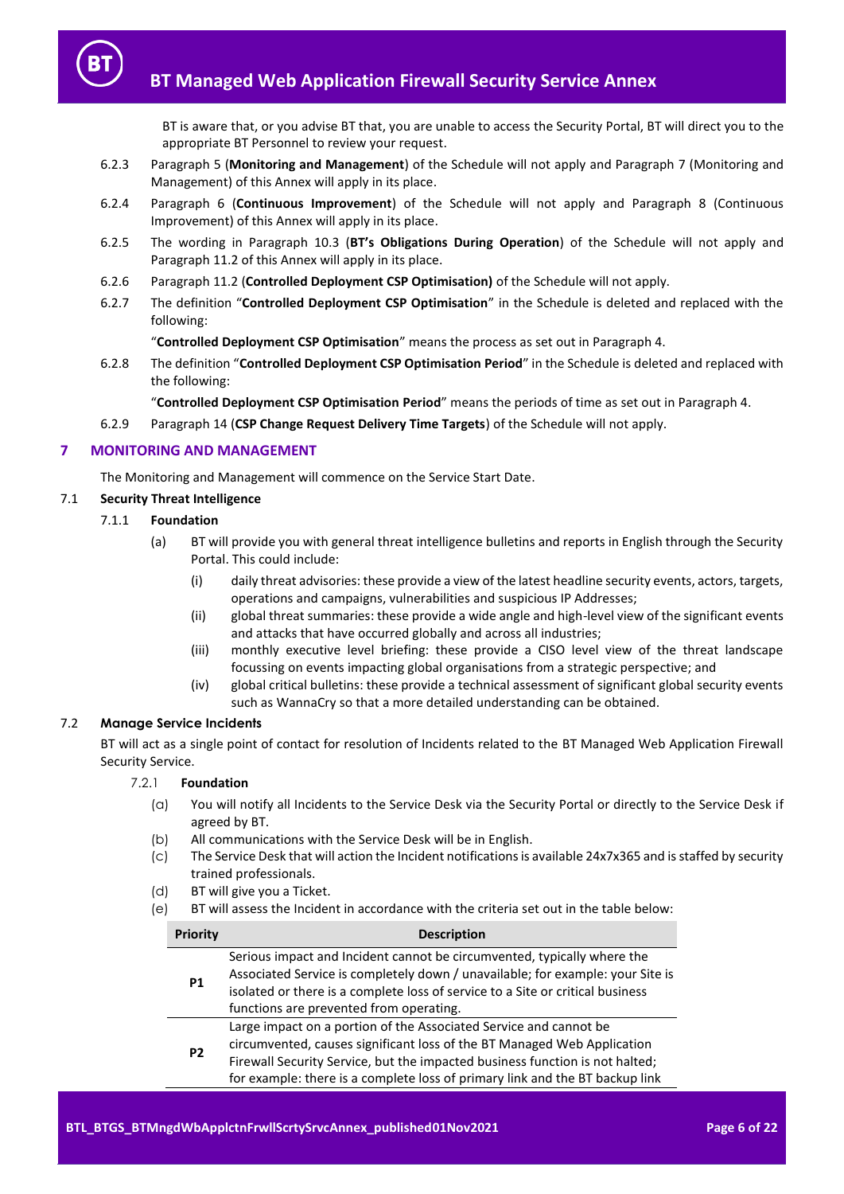BT is aware that, or you advise BT that, you are unable to access the Security Portal, BT will direct you to the appropriate BT Personnel to review your request.

6.2.3 Paragraph 5 (**Monitoring and Management**) of the Schedule will not apply and Paragraph 7 (Monitoring and Management) of this Annex will apply in its place.

6.2.4 Paragraph 6 (**Continuous Improvement**) of the Schedule will not apply and Paragraph 8 (Continuous Improvement) of this Annex will apply in its place.

6.2.5 The wording in Paragraph 10.3 (**BT's Obligations During Operation**) of the Schedule will not apply and Paragraph 11.2 of this Annex will apply in its place.

6.2.6 Paragraph 11.2 (**Controlled Deployment CSP Optimisation)** of the Schedule will not apply.

6.2.7 The definition "**Controlled Deployment CSP Optimisation**" in the Schedule is deleted and replaced with the following:

"**Controlled Deployment CSP Optimisation**" means the process as set out in Paragraph 4.

6.2.8 The definition "**Controlled Deployment CSP Optimisation Period**" in the Schedule is deleted and replaced with the following:

"**Controlled Deployment CSP Optimisation Period**" means the periods of time as set out in Paragraph 4.

6.2.9 Paragraph 14 (**CSP Change Request Delivery Time Targets**) of the Schedule will not apply.

## 7 MONITORING AND MANAGEMENT

The Monitoring and Management will commence on the Service Start Date.

### 7.1 Security Threat Intelligence

#### 7.1.1 Foundation

(a) BT will provide you with general threat intelligence bulletins and reports in English through the Security Portal. This could include:

(i) daily threat advisories: these provide a view of the latest headline security events, actors, targets, operations and campaigns, vulnerabilities and suspicious IP Addresses;

(ii) global threat summaries: these provide a wide angle and high-level view of the significant events and attacks that have occurred globally and across all industries;

(iii) monthly executive level briefing: these provide a CISO level view of the threat landscape focussing on events impacting global organisations from a strategic perspective; and

(iv) global critical bulletins: these provide a technical assessment of significant global security events such as WannaCry so that a more detailed understanding can be obtained.

### 7.2 Manage Service Incidents

BT will act as a single point of contact for resolution of Incidents related to the BT Managed Web Application Firewall Security Service.

#### 7.2.1 Foundation

(a) You will notify all Incidents to the Service Desk via the Security Portal or directly to the Service Desk if agreed by BT.

(b) All communications with the Service Desk will be in English.

(c) The Service Desk that will action the Incident notifications is available 24x7x365 and is staffed by security trained professionals.

(d) BT will give you a Ticket.

(e) BT will assess the Incident in accordance with the criteria set out in the table below:

| Priority | Description |
|---|---|
| **P1** | Serious impact and Incident cannot be circumvented, typically where the Associated Service is completely down / unavailable; for example: your Site is isolated or there is a complete loss of service to a Site or critical business functions are prevented from operating. |
| **P2** | Large impact on a portion of the Associated Service and cannot be circumvented, causes significant loss of the BT Managed Web Application Firewall Security Service, but the impacted business function is not halted; for example: there is a complete loss of primary link and the BT backup link |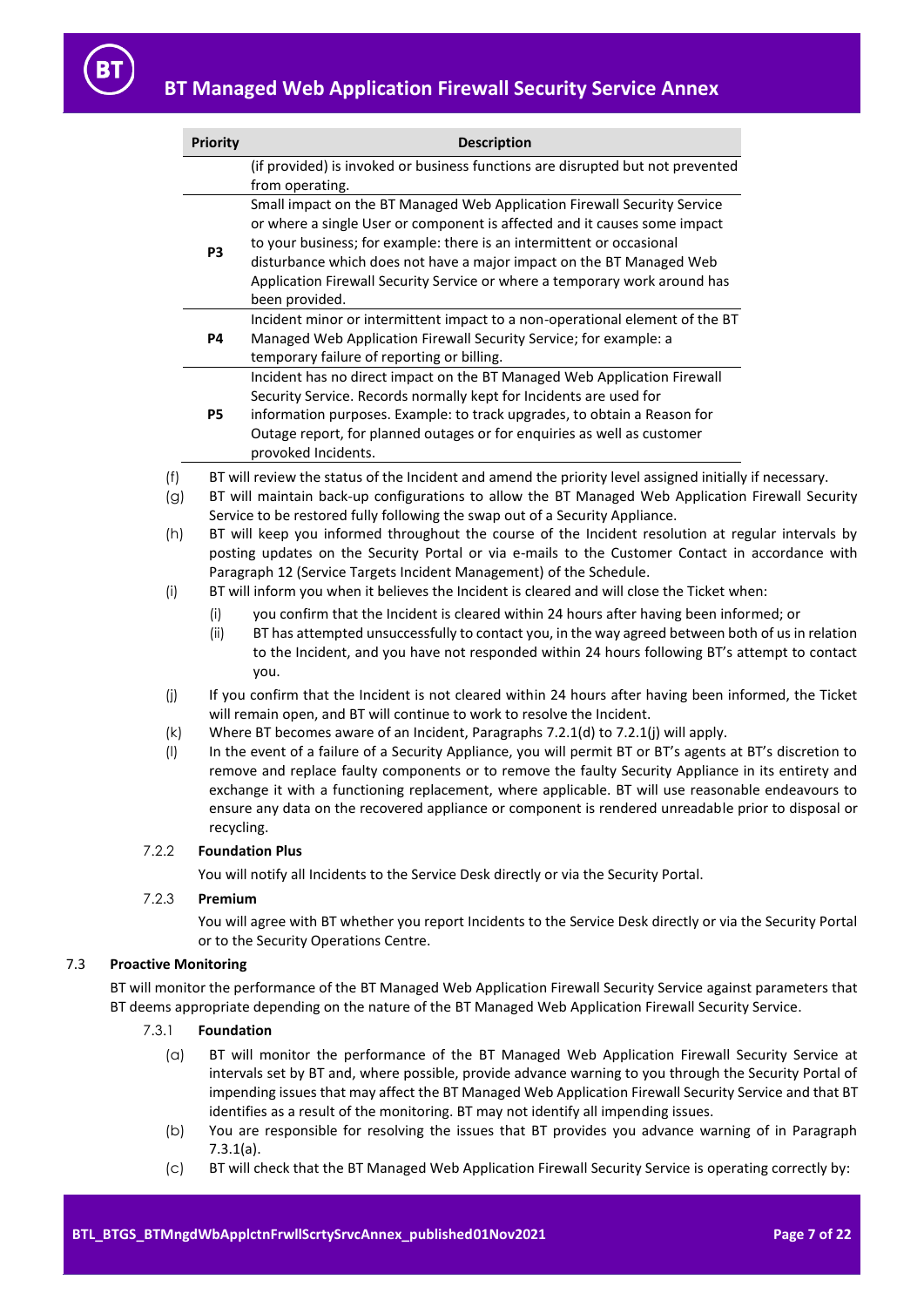| Priority | Description |
|---|---|
| | (if provided) is invoked or business functions are disrupted but not prevented from operating. |
| **P3** | Small impact on the BT Managed Web Application Firewall Security Service or where a single User or component is affected and it causes some impact to your business; for example: there is an intermittent or occasional disturbance which does not have a major impact on the BT Managed Web Application Firewall Security Service or where a temporary work around has been provided. |
| **P4** | Incident minor or intermittent impact to a non-operational element of the BT Managed Web Application Firewall Security Service; for example: a temporary failure of reporting or billing. |
| **P5** | Incident has no direct impact on the BT Managed Web Application Firewall Security Service. Records normally kept for Incidents are used for information purposes. Example: to track upgrades, to obtain a Reason for Outage report, for planned outages or for enquiries as well as customer provoked Incidents. |

(f) BT will review the status of the Incident and amend the priority level assigned initially if necessary.

(g) BT will maintain back-up configurations to allow the BT Managed Web Application Firewall Security Service to be restored fully following the swap out of a Security Appliance.

(h) BT will keep you informed throughout the course of the Incident resolution at regular intervals by posting updates on the Security Portal or via e-mails to the Customer Contact in accordance with Paragraph 12 (Service Targets Incident Management) of the Schedule.

(i) BT will inform you when it believes the Incident is cleared and will close the Ticket when:

  (i) you confirm that the Incident is cleared within 24 hours after having been informed; or

  (ii) BT has attempted unsuccessfully to contact you, in the way agreed between both of us in relation to the Incident, and you have not responded within 24 hours following BT's attempt to contact you.

(j) If you confirm that the Incident is not cleared within 24 hours after having been informed, the Ticket will remain open, and BT will continue to work to resolve the Incident.

(k) Where BT becomes aware of an Incident, Paragraphs 7.2.1(d) to 7.2.1(j) will apply.

(l) In the event of a failure of a Security Appliance, you will permit BT or BT's agents at BT's discretion to remove and replace faulty components or to remove the faulty Security Appliance in its entirety and exchange it with a functioning replacement, where applicable. BT will use reasonable endeavours to ensure any data on the recovered appliance or component is rendered unreadable prior to disposal or recycling.

7.2.2 **Foundation Plus**

You will notify all Incidents to the Service Desk directly or via the Security Portal.

7.2.3 **Premium**

You will agree with BT whether you report Incidents to the Service Desk directly or via the Security Portal or to the Security Operations Centre.

## 7.3 Proactive Monitoring

BT will monitor the performance of the BT Managed Web Application Firewall Security Service against parameters that BT deems appropriate depending on the nature of the BT Managed Web Application Firewall Security Service.

7.3.1 **Foundation**

(a) BT will monitor the performance of the BT Managed Web Application Firewall Security Service at intervals set by BT and, where possible, provide advance warning to you through the Security Portal of impending issues that may affect the BT Managed Web Application Firewall Security Service and that BT identifies as a result of the monitoring. BT may not identify all impending issues.

(b) You are responsible for resolving the issues that BT provides you advance warning of in Paragraph 7.3.1(a).

(c) BT will check that the BT Managed Web Application Firewall Security Service is operating correctly by: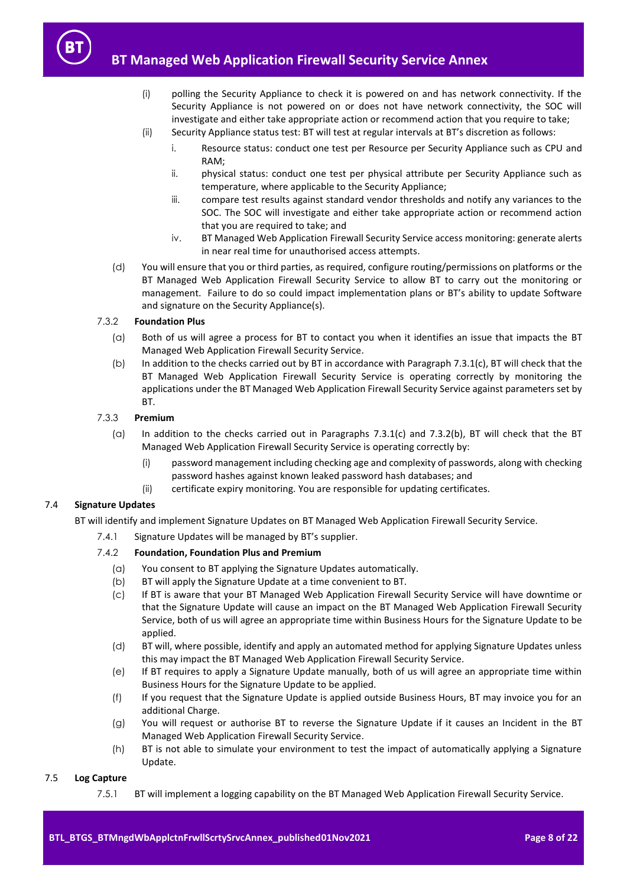(i) polling the Security Appliance to check it is powered on and has network connectivity. If the Security Appliance is not powered on or does not have network connectivity, the SOC will investigate and either take appropriate action or recommend action that you require to take;

(ii) Security Appliance status test: BT will test at regular intervals at BT's discretion as follows:

i. Resource status: conduct one test per Resource per Security Appliance such as CPU and RAM;

ii. physical status: conduct one test per physical attribute per Security Appliance such as temperature, where applicable to the Security Appliance;

iii. compare test results against standard vendor thresholds and notify any variances to the SOC. The SOC will investigate and either take appropriate action or recommend action that you are required to take; and

iv. BT Managed Web Application Firewall Security Service access monitoring: generate alerts in near real time for unauthorised access attempts.

(d) You will ensure that you or third parties, as required, configure routing/permissions on platforms or the BT Managed Web Application Firewall Security Service to allow BT to carry out the monitoring or management. Failure to do so could impact implementation plans or BT's ability to update Software and signature on the Security Appliance(s).

7.3.2 **Foundation Plus**

(a) Both of us will agree a process for BT to contact you when it identifies an issue that impacts the BT Managed Web Application Firewall Security Service.

(b) In addition to the checks carried out by BT in accordance with Paragraph 7.3.1(c), BT will check that the BT Managed Web Application Firewall Security Service is operating correctly by monitoring the applications under the BT Managed Web Application Firewall Security Service against parameters set by BT.

7.3.3 **Premium**

(a) In addition to the checks carried out in Paragraphs 7.3.1(c) and 7.3.2(b), BT will check that the BT Managed Web Application Firewall Security Service is operating correctly by:

(i) password management including checking age and complexity of passwords, along with checking password hashes against known leaked password hash databases; and

(ii) certificate expiry monitoring. You are responsible for updating certificates.

7.4 **Signature Updates**

BT will identify and implement Signature Updates on BT Managed Web Application Firewall Security Service.

7.4.1 Signature Updates will be managed by BT's supplier.

7.4.2 **Foundation, Foundation Plus and Premium**

(a) You consent to BT applying the Signature Updates automatically.

(b) BT will apply the Signature Update at a time convenient to BT.

(c) If BT is aware that your BT Managed Web Application Firewall Security Service will have downtime or that the Signature Update will cause an impact on the BT Managed Web Application Firewall Security Service, both of us will agree an appropriate time within Business Hours for the Signature Update to be applied.

(d) BT will, where possible, identify and apply an automated method for applying Signature Updates unless this may impact the BT Managed Web Application Firewall Security Service.

(e) If BT requires to apply a Signature Update manually, both of us will agree an appropriate time within Business Hours for the Signature Update to be applied.

(f) If you request that the Signature Update is applied outside Business Hours, BT may invoice you for an additional Charge.

(g) You will request or authorise BT to reverse the Signature Update if it causes an Incident in the BT Managed Web Application Firewall Security Service.

(h) BT is not able to simulate your environment to test the impact of automatically applying a Signature Update.

7.5 **Log Capture**

7.5.1 BT will implement a logging capability on the BT Managed Web Application Firewall Security Service.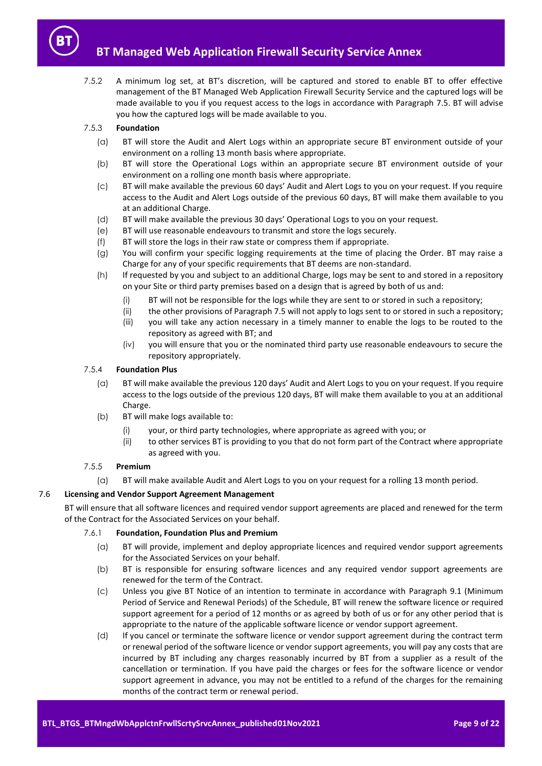7.5.2 A minimum log set, at BT's discretion, will be captured and stored to enable BT to offer effective management of the BT Managed Web Application Firewall Security Service and the captured logs will be made available to you if you request access to the logs in accordance with Paragraph 7.5. BT will advise you how the captured logs will be made available to you.

7.5.3 **Foundation**

(a) BT will store the Audit and Alert Logs within an appropriate secure BT environment outside of your environment on a rolling 13 month basis where appropriate.

(b) BT will store the Operational Logs within an appropriate secure BT environment outside of your environment on a rolling one month basis where appropriate.

(c) BT will make available the previous 60 days' Audit and Alert Logs to you on your request. If you require access to the Audit and Alert Logs outside of the previous 60 days, BT will make them available to you at an additional Charge.

(d) BT will make available the previous 30 days' Operational Logs to you on your request.

(e) BT will use reasonable endeavours to transmit and store the logs securely.

(f) BT will store the logs in their raw state or compress them if appropriate.

(g) You will confirm your specific logging requirements at the time of placing the Order. BT may raise a Charge for any of your specific requirements that BT deems are non-standard.

(h) If requested by you and subject to an additional Charge, logs may be sent to and stored in a repository on your Site or third party premises based on a design that is agreed by both of us and:

(i) BT will not be responsible for the logs while they are sent to or stored in such a repository;

(ii) the other provisions of Paragraph 7.5 will not apply to logs sent to or stored in such a repository;

(iii) you will take any action necessary in a timely manner to enable the logs to be routed to the repository as agreed with BT; and

(iv) you will ensure that you or the nominated third party use reasonable endeavours to secure the repository appropriately.

7.5.4 **Foundation Plus**

(a) BT will make available the previous 120 days' Audit and Alert Logs to you on your request. If you require access to the logs outside of the previous 120 days, BT will make them available to you at an additional Charge.

(b) BT will make logs available to:

(i) your, or third party technologies, where appropriate as agreed with you; or

(ii) to other services BT is providing to you that do not form part of the Contract where appropriate as agreed with you.

7.5.5 **Premium**

(a) BT will make available Audit and Alert Logs to you on your request for a rolling 13 month period.

## 7.6 Licensing and Vendor Support Agreement Management

BT will ensure that all software licences and required vendor support agreements are placed and renewed for the term of the Contract for the Associated Services on your behalf.

7.6.1 **Foundation, Foundation Plus and Premium**

(a) BT will provide, implement and deploy appropriate licences and required vendor support agreements for the Associated Services on your behalf.

(b) BT is responsible for ensuring software licences and any required vendor support agreements are renewed for the term of the Contract.

(c) Unless you give BT Notice of an intention to terminate in accordance with Paragraph 9.1 (Minimum Period of Service and Renewal Periods) of the Schedule, BT will renew the software licence or required support agreement for a period of 12 months or as agreed by both of us or for any other period that is appropriate to the nature of the applicable software licence or vendor support agreement.

(d) If you cancel or terminate the software licence or vendor support agreement during the contract term or renewal period of the software licence or vendor support agreements, you will pay any costs that are incurred by BT including any charges reasonably incurred by BT from a supplier as a result of the cancellation or termination. If you have paid the charges or fees for the software licence or vendor support agreement in advance, you may not be entitled to a refund of the charges for the remaining months of the contract term or renewal period.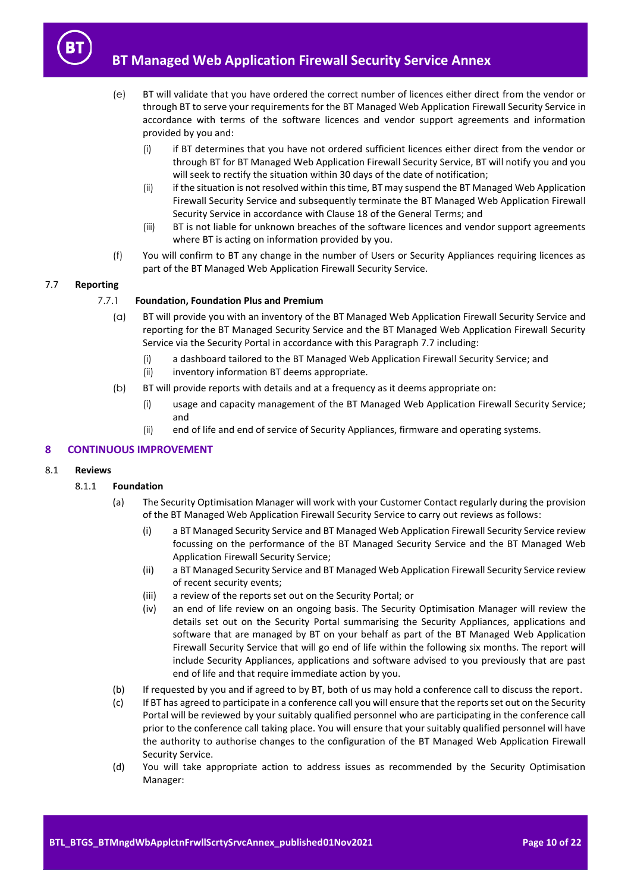(e) BT will validate that you have ordered the correct number of licences either direct from the vendor or through BT to serve your requirements for the BT Managed Web Application Firewall Security Service in accordance with terms of the software licences and vendor support agreements and information provided by you and:

   (i) if BT determines that you have not ordered sufficient licences either direct from the vendor or through BT for BT Managed Web Application Firewall Security Service, BT will notify you and you will seek to rectify the situation within 30 days of the date of notification;

   (ii) if the situation is not resolved within this time, BT may suspend the BT Managed Web Application Firewall Security Service and subsequently terminate the BT Managed Web Application Firewall Security Service in accordance with Clause 18 of the General Terms; and

   (iii) BT is not liable for unknown breaches of the software licences and vendor support agreements where BT is acting on information provided by you.

(f) You will confirm to BT any change in the number of Users or Security Appliances requiring licences as part of the BT Managed Web Application Firewall Security Service.

### 7.7 Reporting

#### 7.7.1 Foundation, Foundation Plus and Premium

(a) BT will provide you with an inventory of the BT Managed Web Application Firewall Security Service and reporting for the BT Managed Security Service and the BT Managed Web Application Firewall Security Service via the Security Portal in accordance with this Paragraph 7.7 including:

   (i) a dashboard tailored to the BT Managed Web Application Firewall Security Service; and

   (ii) inventory information BT deems appropriate.

(b) BT will provide reports with details and at a frequency as it deems appropriate on:

   (i) usage and capacity management of the BT Managed Web Application Firewall Security Service; and

   (ii) end of life and end of service of Security Appliances, firmware and operating systems.

## 8 CONTINUOUS IMPROVEMENT

### 8.1 Reviews

#### 8.1.1 Foundation

(a) The Security Optimisation Manager will work with your Customer Contact regularly during the provision of the BT Managed Web Application Firewall Security Service to carry out reviews as follows:

   (i) a BT Managed Security Service and BT Managed Web Application Firewall Security Service review focussing on the performance of the BT Managed Security Service and the BT Managed Web Application Firewall Security Service;

   (ii) a BT Managed Security Service and BT Managed Web Application Firewall Security Service review of recent security events;

   (iii) a review of the reports set out on the Security Portal; or

   (iv) an end of life review on an ongoing basis. The Security Optimisation Manager will review the details set out on the Security Portal summarising the Security Appliances, applications and software that are managed by BT on your behalf as part of the BT Managed Web Application Firewall Security Service that will go end of life within the following six months. The report will include Security Appliances, applications and software advised to you previously that are past end of life and that require immediate action by you.

(b) If requested by you and if agreed to by BT, both of us may hold a conference call to discuss the report.

(c) If BT has agreed to participate in a conference call you will ensure that the reports set out on the Security Portal will be reviewed by your suitably qualified personnel who are participating in the conference call prior to the conference call taking place. You will ensure that your suitably qualified personnel will have the authority to authorise changes to the configuration of the BT Managed Web Application Firewall Security Service.

(d) You will take appropriate action to address issues as recommended by the Security Optimisation Manager: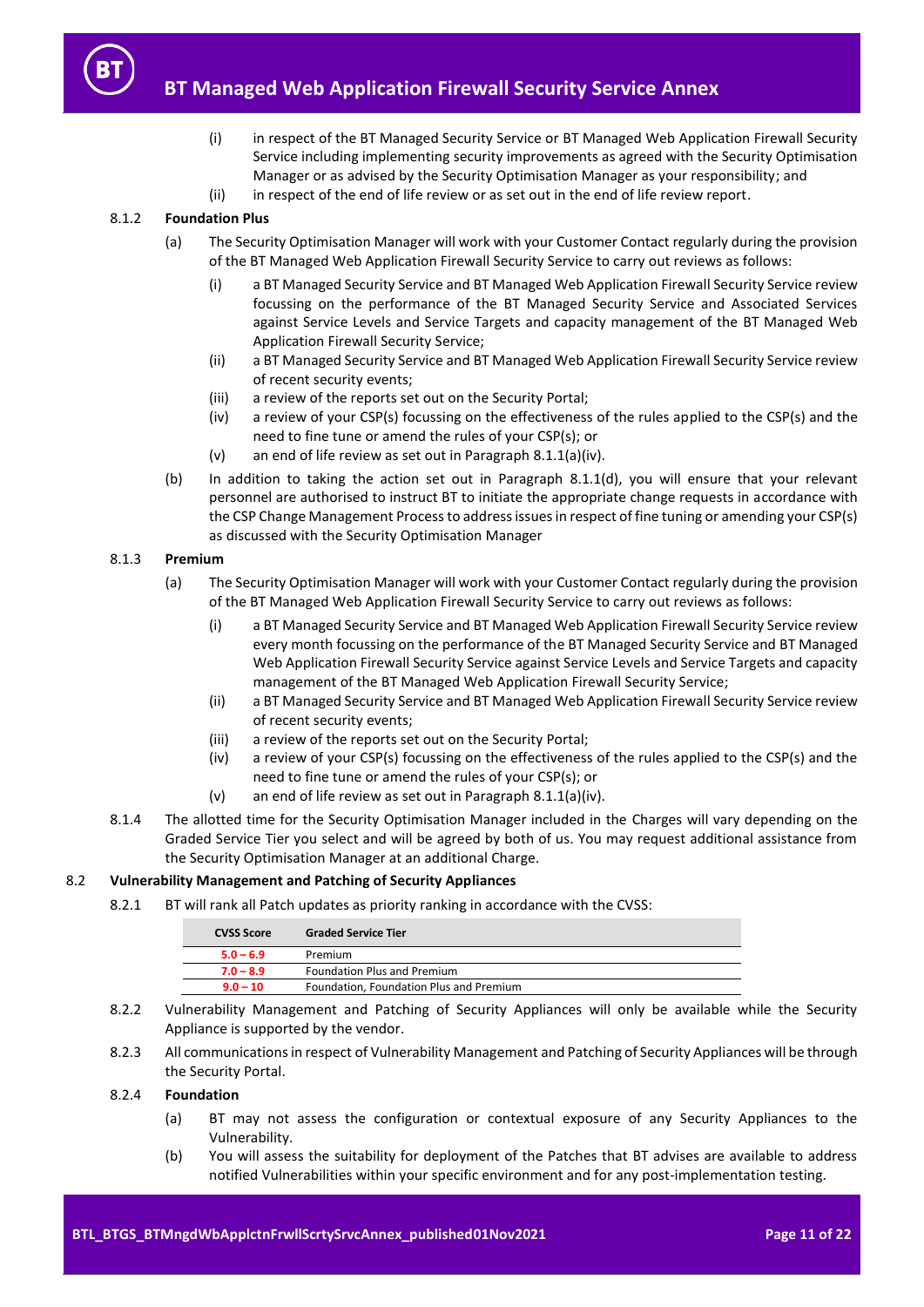(i) in respect of the BT Managed Security Service or BT Managed Web Application Firewall Security Service including implementing security improvements as agreed with the Security Optimisation Manager or as advised by the Security Optimisation Manager as your responsibility; and

(ii) in respect of the end of life review or as set out in the end of life review report.

8.1.2 **Foundation Plus**

(a) The Security Optimisation Manager will work with your Customer Contact regularly during the provision of the BT Managed Web Application Firewall Security Service to carry out reviews as follows:

(i) a BT Managed Security Service and BT Managed Web Application Firewall Security Service review focussing on the performance of the BT Managed Security Service and Associated Services against Service Levels and Service Targets and capacity management of the BT Managed Web Application Firewall Security Service;

(ii) a BT Managed Security Service and BT Managed Web Application Firewall Security Service review of recent security events;

(iii) a review of the reports set out on the Security Portal;

(iv) a review of your CSP(s) focussing on the effectiveness of the rules applied to the CSP(s) and the need to fine tune or amend the rules of your CSP(s); or

(v) an end of life review as set out in Paragraph 8.1.1(a)(iv).

(b) In addition to taking the action set out in Paragraph 8.1.1(d), you will ensure that your relevant personnel are authorised to instruct BT to initiate the appropriate change requests in accordance with the CSP Change Management Process to address issues in respect of fine tuning or amending your CSP(s) as discussed with the Security Optimisation Manager

8.1.3 **Premium**

(a) The Security Optimisation Manager will work with your Customer Contact regularly during the provision of the BT Managed Web Application Firewall Security Service to carry out reviews as follows:

(i) a BT Managed Security Service and BT Managed Web Application Firewall Security Service review every month focussing on the performance of the BT Managed Security Service and BT Managed Web Application Firewall Security Service against Service Levels and Service Targets and capacity management of the BT Managed Web Application Firewall Security Service;

(ii) a BT Managed Security Service and BT Managed Web Application Firewall Security Service review of recent security events;

(iii) a review of the reports set out on the Security Portal;

(iv) a review of your CSP(s) focussing on the effectiveness of the rules applied to the CSP(s) and the need to fine tune or amend the rules of your CSP(s); or

(v) an end of life review as set out in Paragraph 8.1.1(a)(iv).

8.1.4 The allotted time for the Security Optimisation Manager included in the Charges will vary depending on the Graded Service Tier you select and will be agreed by both of us. You may request additional assistance from the Security Optimisation Manager at an additional Charge.

8.2 **Vulnerability Management and Patching of Security Appliances**

8.2.1 BT will rank all Patch updates as priority ranking in accordance with the CVSS:

| CVSS Score | Graded Service Tier |
|---|---|
| 5.0 – 6.9 | Premium |
| 7.0 – 8.9 | Foundation Plus and Premium |
| 9.0 – 10 | Foundation, Foundation Plus and Premium |

8.2.2 Vulnerability Management and Patching of Security Appliances will only be available while the Security Appliance is supported by the vendor.

8.2.3 All communications in respect of Vulnerability Management and Patching of Security Appliances will be through the Security Portal.

8.2.4 **Foundation**

(a) BT may not assess the configuration or contextual exposure of any Security Appliances to the Vulnerability.

(b) You will assess the suitability for deployment of the Patches that BT advises are available to address notified Vulnerabilities within your specific environment and for any post-implementation testing.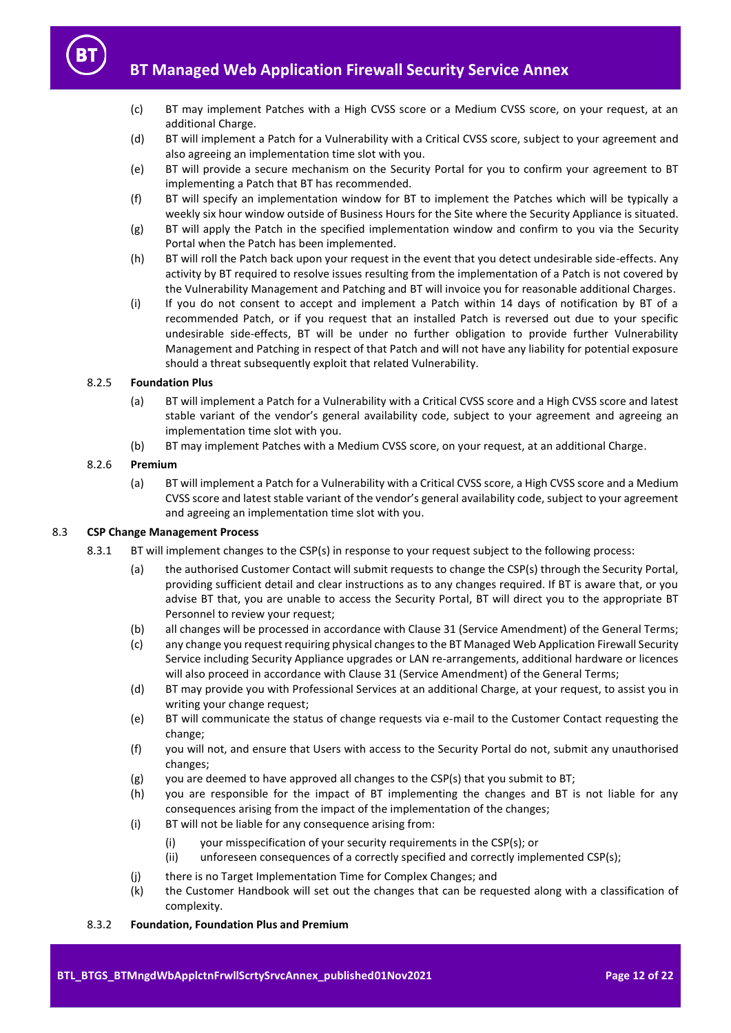(c) BT may implement Patches with a High CVSS score or a Medium CVSS score, on your request, at an additional Charge.

(d) BT will implement a Patch for a Vulnerability with a Critical CVSS score, subject to your agreement and also agreeing an implementation time slot with you.

(e) BT will provide a secure mechanism on the Security Portal for you to confirm your agreement to BT implementing a Patch that BT has recommended.

(f) BT will specify an implementation window for BT to implement the Patches which will be typically a weekly six hour window outside of Business Hours for the Site where the Security Appliance is situated.

(g) BT will apply the Patch in the specified implementation window and confirm to you via the Security Portal when the Patch has been implemented.

(h) BT will roll the Patch back upon your request in the event that you detect undesirable side-effects. Any activity by BT required to resolve issues resulting from the implementation of a Patch is not covered by the Vulnerability Management and Patching and BT will invoice you for reasonable additional Charges.

(i) If you do not consent to accept and implement a Patch within 14 days of notification by BT of a recommended Patch, or if you request that an installed Patch is reversed out due to your specific undesirable side-effects, BT will be under no further obligation to provide further Vulnerability Management and Patching in respect of that Patch and will not have any liability for potential exposure should a threat subsequently exploit that related Vulnerability.

8.2.5 **Foundation Plus**

(a) BT will implement a Patch for a Vulnerability with a Critical CVSS score and a High CVSS score and latest stable variant of the vendor's general availability code, subject to your agreement and agreeing an implementation time slot with you.

(b) BT may implement Patches with a Medium CVSS score, on your request, at an additional Charge.

8.2.6 **Premium**

(a) BT will implement a Patch for a Vulnerability with a Critical CVSS score, a High CVSS score and a Medium CVSS score and latest stable variant of the vendor's general availability code, subject to your agreement and agreeing an implementation time slot with you.

8.3 **CSP Change Management Process**

8.3.1 BT will implement changes to the CSP(s) in response to your request subject to the following process:

(a) the authorised Customer Contact will submit requests to change the CSP(s) through the Security Portal, providing sufficient detail and clear instructions as to any changes required. If BT is aware that, or you advise BT that, you are unable to access the Security Portal, BT will direct you to the appropriate BT Personnel to review your request;

(b) all changes will be processed in accordance with Clause 31 (Service Amendment) of the General Terms;

(c) any change you request requiring physical changes to the BT Managed Web Application Firewall Security Service including Security Appliance upgrades or LAN re-arrangements, additional hardware or licences will also proceed in accordance with Clause 31 (Service Amendment) of the General Terms;

(d) BT may provide you with Professional Services at an additional Charge, at your request, to assist you in writing your change request;

(e) BT will communicate the status of change requests via e-mail to the Customer Contact requesting the change;

(f) you will not, and ensure that Users with access to the Security Portal do not, submit any unauthorised changes;

(g) you are deemed to have approved all changes to the CSP(s) that you submit to BT;

(h) you are responsible for the impact of BT implementing the changes and BT is not liable for any consequences arising from the impact of the implementation of the changes;

(i) BT will not be liable for any consequence arising from:

  (i) your misspecification of your security requirements in the CSP(s); or

  (ii) unforeseen consequences of a correctly specified and correctly implemented CSP(s);

(j) there is no Target Implementation Time for Complex Changes; and

(k) the Customer Handbook will set out the changes that can be requested along with a classification of complexity.

8.3.2 **Foundation, Foundation Plus and Premium**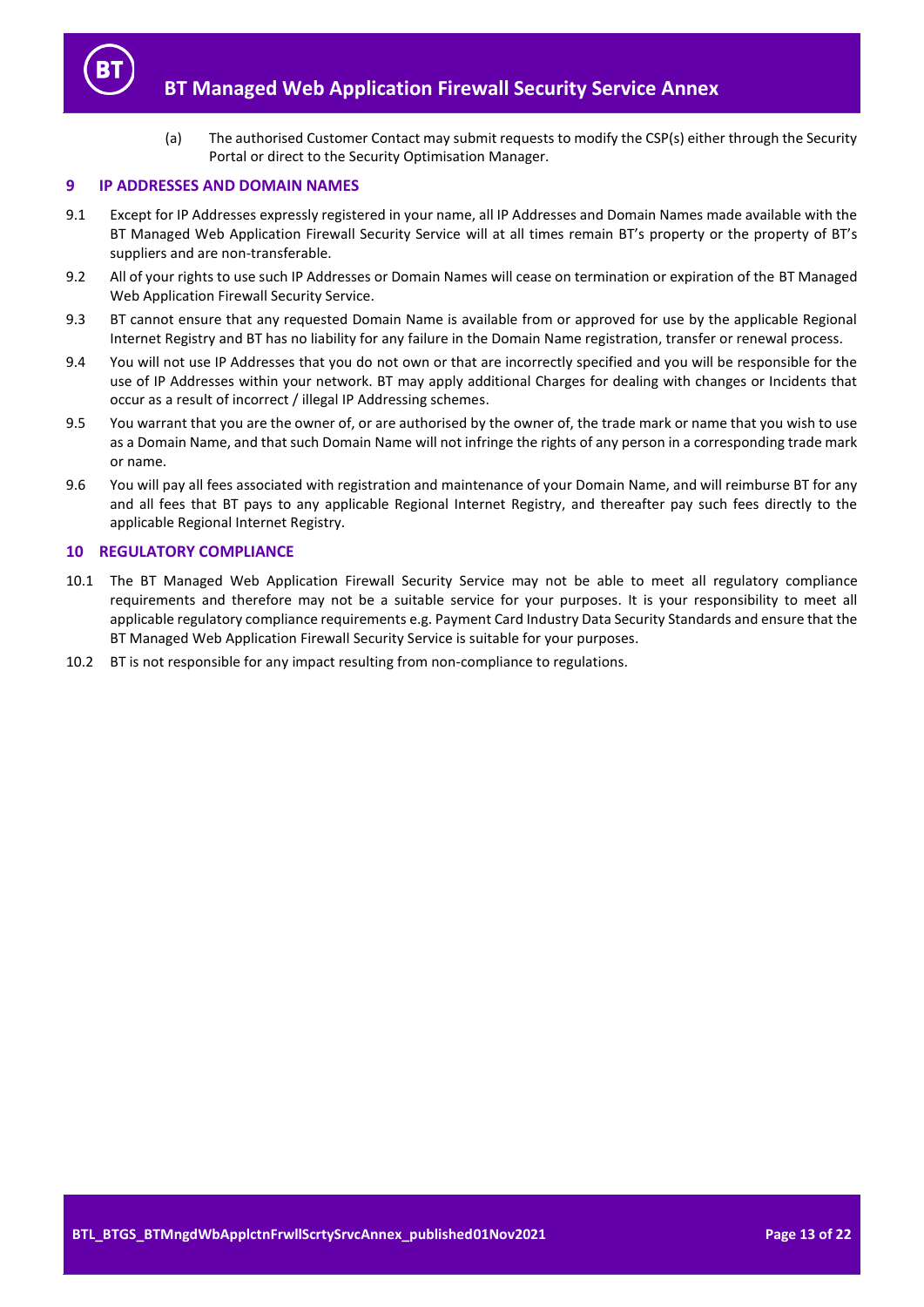(a) The authorised Customer Contact may submit requests to modify the CSP(s) either through the Security Portal or direct to the Security Optimisation Manager.

## 9 IP ADDRESSES AND DOMAIN NAMES

9.1 Except for IP Addresses expressly registered in your name, all IP Addresses and Domain Names made available with the BT Managed Web Application Firewall Security Service will at all times remain BT's property or the property of BT's suppliers and are non-transferable.

9.2 All of your rights to use such IP Addresses or Domain Names will cease on termination or expiration of the BT Managed Web Application Firewall Security Service.

9.3 BT cannot ensure that any requested Domain Name is available from or approved for use by the applicable Regional Internet Registry and BT has no liability for any failure in the Domain Name registration, transfer or renewal process.

9.4 You will not use IP Addresses that you do not own or that are incorrectly specified and you will be responsible for the use of IP Addresses within your network. BT may apply additional Charges for dealing with changes or Incidents that occur as a result of incorrect / illegal IP Addressing schemes.

9.5 You warrant that you are the owner of, or are authorised by the owner of, the trade mark or name that you wish to use as a Domain Name, and that such Domain Name will not infringe the rights of any person in a corresponding trade mark or name.

9.6 You will pay all fees associated with registration and maintenance of your Domain Name, and will reimburse BT for any and all fees that BT pays to any applicable Regional Internet Registry, and thereafter pay such fees directly to the applicable Regional Internet Registry.

## 10 REGULATORY COMPLIANCE

10.1 The BT Managed Web Application Firewall Security Service may not be able to meet all regulatory compliance requirements and therefore may not be a suitable service for your purposes. It is your responsibility to meet all applicable regulatory compliance requirements e.g. Payment Card Industry Data Security Standards and ensure that the BT Managed Web Application Firewall Security Service is suitable for your purposes.

10.2 BT is not responsible for any impact resulting from non-compliance to regulations.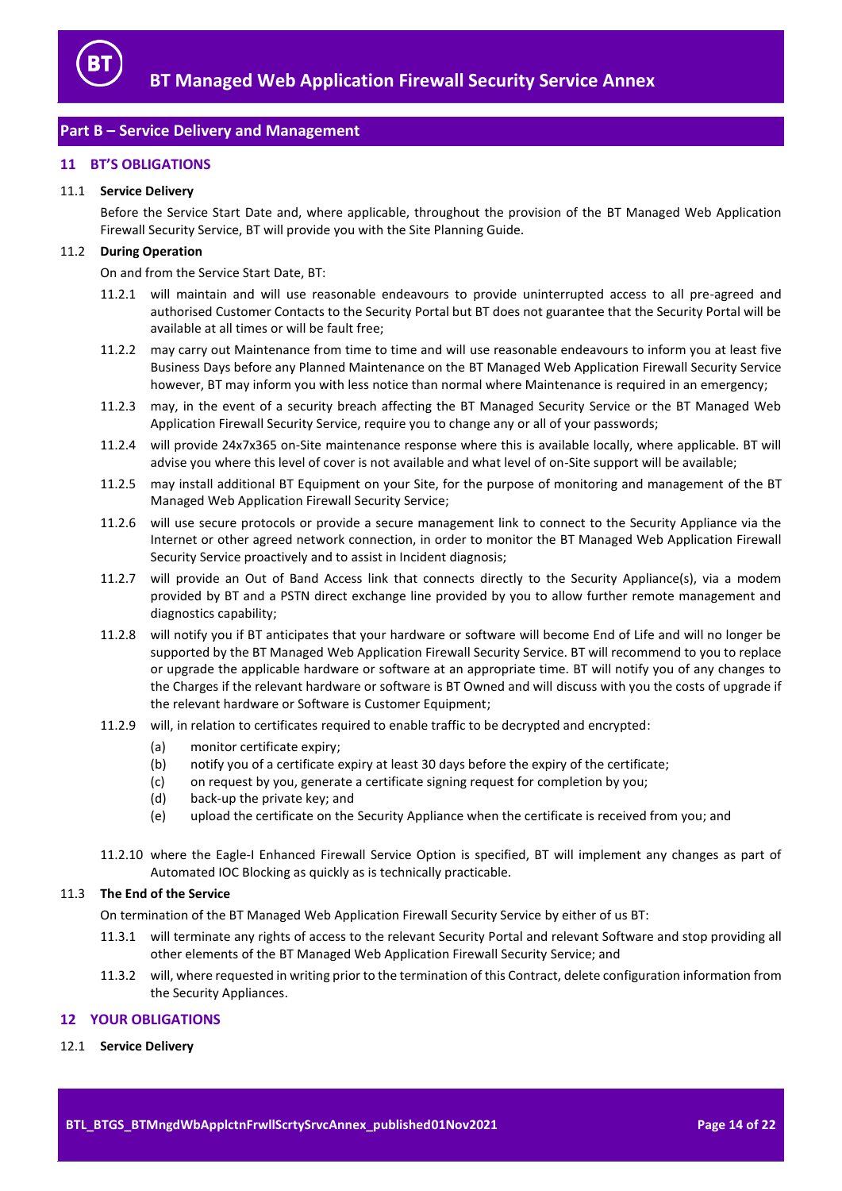## Part B – Service Delivery and Management

### 11 BT'S OBLIGATIONS

11.1 **Service Delivery**

Before the Service Start Date and, where applicable, throughout the provision of the BT Managed Web Application Firewall Security Service, BT will provide you with the Site Planning Guide.

11.2 **During Operation**

On and from the Service Start Date, BT:

11.2.1 will maintain and will use reasonable endeavours to provide uninterrupted access to all pre-agreed and authorised Customer Contacts to the Security Portal but BT does not guarantee that the Security Portal will be available at all times or will be fault free;

11.2.2 may carry out Maintenance from time to time and will use reasonable endeavours to inform you at least five Business Days before any Planned Maintenance on the BT Managed Web Application Firewall Security Service however, BT may inform you with less notice than normal where Maintenance is required in an emergency;

11.2.3 may, in the event of a security breach affecting the BT Managed Security Service or the BT Managed Web Application Firewall Security Service, require you to change any or all of your passwords;

11.2.4 will provide 24x7x365 on-Site maintenance response where this is available locally, where applicable. BT will advise you where this level of cover is not available and what level of on-Site support will be available;

11.2.5 may install additional BT Equipment on your Site, for the purpose of monitoring and management of the BT Managed Web Application Firewall Security Service;

11.2.6 will use secure protocols or provide a secure management link to connect to the Security Appliance via the Internet or other agreed network connection, in order to monitor the BT Managed Web Application Firewall Security Service proactively and to assist in Incident diagnosis;

11.2.7 will provide an Out of Band Access link that connects directly to the Security Appliance(s), via a modem provided by BT and a PSTN direct exchange line provided by you to allow further remote management and diagnostics capability;

11.2.8 will notify you if BT anticipates that your hardware or software will become End of Life and will no longer be supported by the BT Managed Web Application Firewall Security Service. BT will recommend to you to replace or upgrade the applicable hardware or software at an appropriate time. BT will notify you of any changes to the Charges if the relevant hardware or software is BT Owned and will discuss with you the costs of upgrade if the relevant hardware or Software is Customer Equipment;

11.2.9 will, in relation to certificates required to enable traffic to be decrypted and encrypted:

(a) monitor certificate expiry;
(b) notify you of a certificate expiry at least 30 days before the expiry of the certificate;
(c) on request by you, generate a certificate signing request for completion by you;
(d) back-up the private key; and
(e) upload the certificate on the Security Appliance when the certificate is received from you; and

11.2.10 where the Eagle-I Enhanced Firewall Service Option is specified, BT will implement any changes as part of Automated IOC Blocking as quickly as is technically practicable.

11.3 **The End of the Service**

On termination of the BT Managed Web Application Firewall Security Service by either of us BT:

11.3.1 will terminate any rights of access to the relevant Security Portal and relevant Software and stop providing all other elements of the BT Managed Web Application Firewall Security Service; and

11.3.2 will, where requested in writing prior to the termination of this Contract, delete configuration information from the Security Appliances.

### 12 YOUR OBLIGATIONS

12.1 **Service Delivery**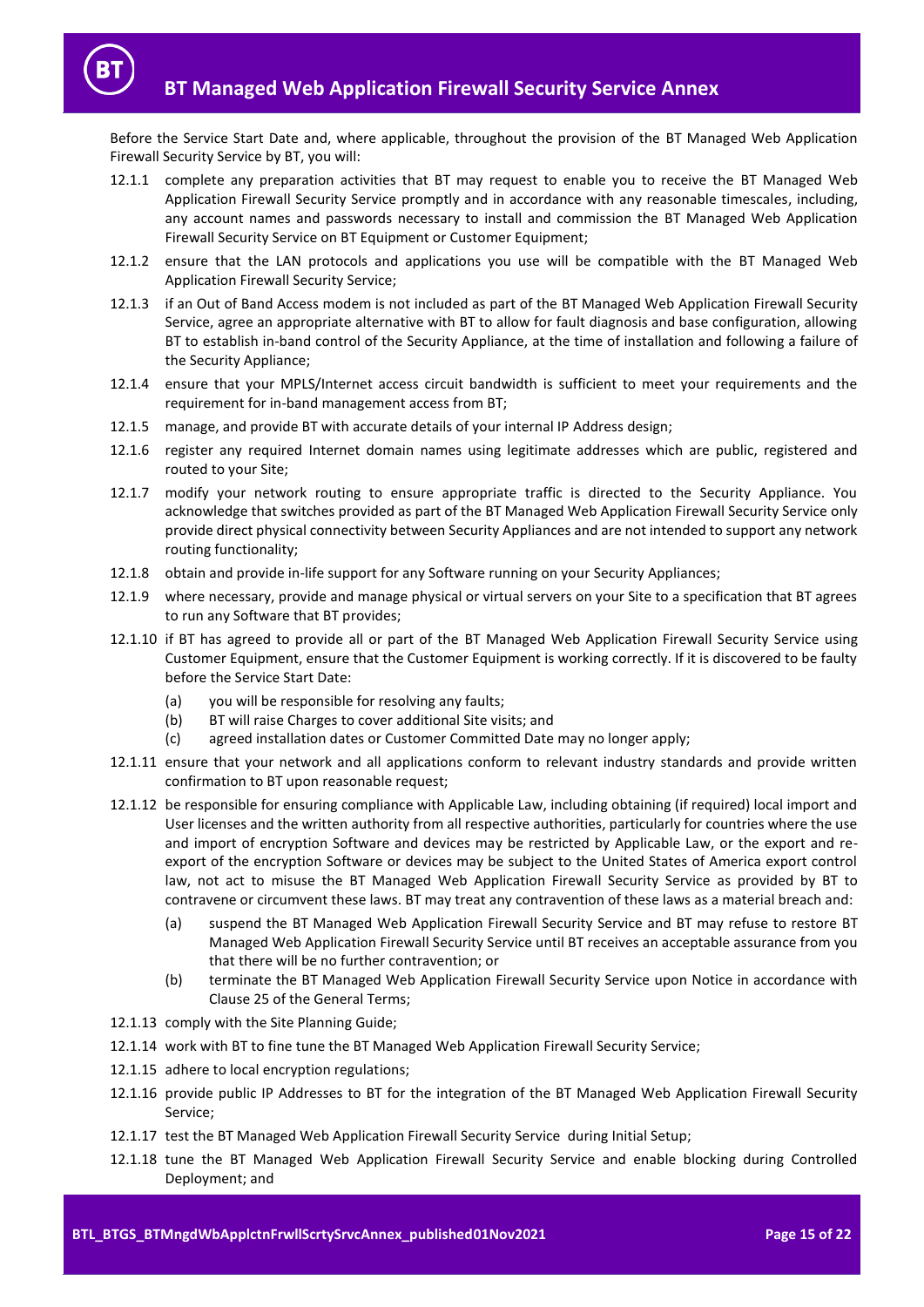Before the Service Start Date and, where applicable, throughout the provision of the BT Managed Web Application Firewall Security Service by BT, you will:

12.1.1 complete any preparation activities that BT may request to enable you to receive the BT Managed Web Application Firewall Security Service promptly and in accordance with any reasonable timescales, including, any account names and passwords necessary to install and commission the BT Managed Web Application Firewall Security Service on BT Equipment or Customer Equipment;

12.1.2 ensure that the LAN protocols and applications you use will be compatible with the BT Managed Web Application Firewall Security Service;

12.1.3 if an Out of Band Access modem is not included as part of the BT Managed Web Application Firewall Security Service, agree an appropriate alternative with BT to allow for fault diagnosis and base configuration, allowing BT to establish in-band control of the Security Appliance, at the time of installation and following a failure of the Security Appliance;

12.1.4 ensure that your MPLS/Internet access circuit bandwidth is sufficient to meet your requirements and the requirement for in-band management access from BT;

12.1.5 manage, and provide BT with accurate details of your internal IP Address design;

12.1.6 register any required Internet domain names using legitimate addresses which are public, registered and routed to your Site;

12.1.7 modify your network routing to ensure appropriate traffic is directed to the Security Appliance. You acknowledge that switches provided as part of the BT Managed Web Application Firewall Security Service only provide direct physical connectivity between Security Appliances and are not intended to support any network routing functionality;

12.1.8 obtain and provide in-life support for any Software running on your Security Appliances;

12.1.9 where necessary, provide and manage physical or virtual servers on your Site to a specification that BT agrees to run any Software that BT provides;

12.1.10 if BT has agreed to provide all or part of the BT Managed Web Application Firewall Security Service using Customer Equipment, ensure that the Customer Equipment is working correctly. If it is discovered to be faulty before the Service Start Date:

(a) you will be responsible for resolving any faults;

(b) BT will raise Charges to cover additional Site visits; and

(c) agreed installation dates or Customer Committed Date may no longer apply;

12.1.11 ensure that your network and all applications conform to relevant industry standards and provide written confirmation to BT upon reasonable request;

12.1.12 be responsible for ensuring compliance with Applicable Law, including obtaining (if required) local import and User licenses and the written authority from all respective authorities, particularly for countries where the use and import of encryption Software and devices may be restricted by Applicable Law, or the export and re-export of the encryption Software or devices may be subject to the United States of America export control law, not act to misuse the BT Managed Web Application Firewall Security Service as provided by BT to contravene or circumvent these laws. BT may treat any contravention of these laws as a material breach and:

(a) suspend the BT Managed Web Application Firewall Security Service and BT may refuse to restore BT Managed Web Application Firewall Security Service until BT receives an acceptable assurance from you that there will be no further contravention; or

(b) terminate the BT Managed Web Application Firewall Security Service upon Notice in accordance with Clause 25 of the General Terms;

12.1.13 comply with the Site Planning Guide;

12.1.14 work with BT to fine tune the BT Managed Web Application Firewall Security Service;

12.1.15 adhere to local encryption regulations;

12.1.16 provide public IP Addresses to BT for the integration of the BT Managed Web Application Firewall Security Service;

12.1.17 test the BT Managed Web Application Firewall Security Service during Initial Setup;

12.1.18 tune the BT Managed Web Application Firewall Security Service and enable blocking during Controlled Deployment; and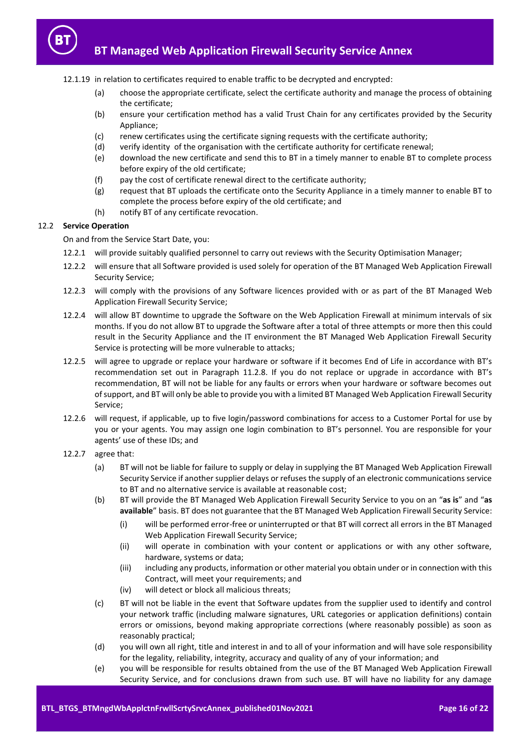12.1.19 in relation to certificates required to enable traffic to be decrypted and encrypted:

(a) choose the appropriate certificate, select the certificate authority and manage the process of obtaining the certificate;

(b) ensure your certification method has a valid Trust Chain for any certificates provided by the Security Appliance;

(c) renew certificates using the certificate signing requests with the certificate authority;

(d) verify identity of the organisation with the certificate authority for certificate renewal;

(e) download the new certificate and send this to BT in a timely manner to enable BT to complete process before expiry of the old certificate;

(f) pay the cost of certificate renewal direct to the certificate authority;

(g) request that BT uploads the certificate onto the Security Appliance in a timely manner to enable BT to complete the process before expiry of the old certificate; and

(h) notify BT of any certificate revocation.

### 12.2 Service Operation

On and from the Service Start Date, you:

12.2.1 will provide suitably qualified personnel to carry out reviews with the Security Optimisation Manager;

12.2.2 will ensure that all Software provided is used solely for operation of the BT Managed Web Application Firewall Security Service;

12.2.3 will comply with the provisions of any Software licences provided with or as part of the BT Managed Web Application Firewall Security Service;

12.2.4 will allow BT downtime to upgrade the Software on the Web Application Firewall at minimum intervals of six months. If you do not allow BT to upgrade the Software after a total of three attempts or more then this could result in the Security Appliance and the IT environment the BT Managed Web Application Firewall Security Service is protecting will be more vulnerable to attacks;

12.2.5 will agree to upgrade or replace your hardware or software if it becomes End of Life in accordance with BT's recommendation set out in Paragraph 11.2.8. If you do not replace or upgrade in accordance with BT's recommendation, BT will not be liable for any faults or errors when your hardware or software becomes out of support, and BT will only be able to provide you with a limited BT Managed Web Application Firewall Security Service;

12.2.6 will request, if applicable, up to five login/password combinations for access to a Customer Portal for use by you or your agents. You may assign one login combination to BT's personnel. You are responsible for your agents' use of these IDs; and

12.2.7 agree that:

(a) BT will not be liable for failure to supply or delay in supplying the BT Managed Web Application Firewall Security Service if another supplier delays or refuses the supply of an electronic communications service to BT and no alternative service is available at reasonable cost;

(b) BT will provide the BT Managed Web Application Firewall Security Service to you on an "**as is**" and "**as available**" basis. BT does not guarantee that the BT Managed Web Application Firewall Security Service:

(i) will be performed error-free or uninterrupted or that BT will correct all errors in the BT Managed Web Application Firewall Security Service;

(ii) will operate in combination with your content or applications or with any other software, hardware, systems or data;

(iii) including any products, information or other material you obtain under or in connection with this Contract, will meet your requirements; and

(iv) will detect or block all malicious threats;

(c) BT will not be liable in the event that Software updates from the supplier used to identify and control your network traffic (including malware signatures, URL categories or application definitions) contain errors or omissions, beyond making appropriate corrections (where reasonably possible) as soon as reasonably practical;

(d) you will own all right, title and interest in and to all of your information and will have sole responsibility for the legality, reliability, integrity, accuracy and quality of any of your information; and

(e) you will be responsible for results obtained from the use of the BT Managed Web Application Firewall Security Service, and for conclusions drawn from such use. BT will have no liability for any damage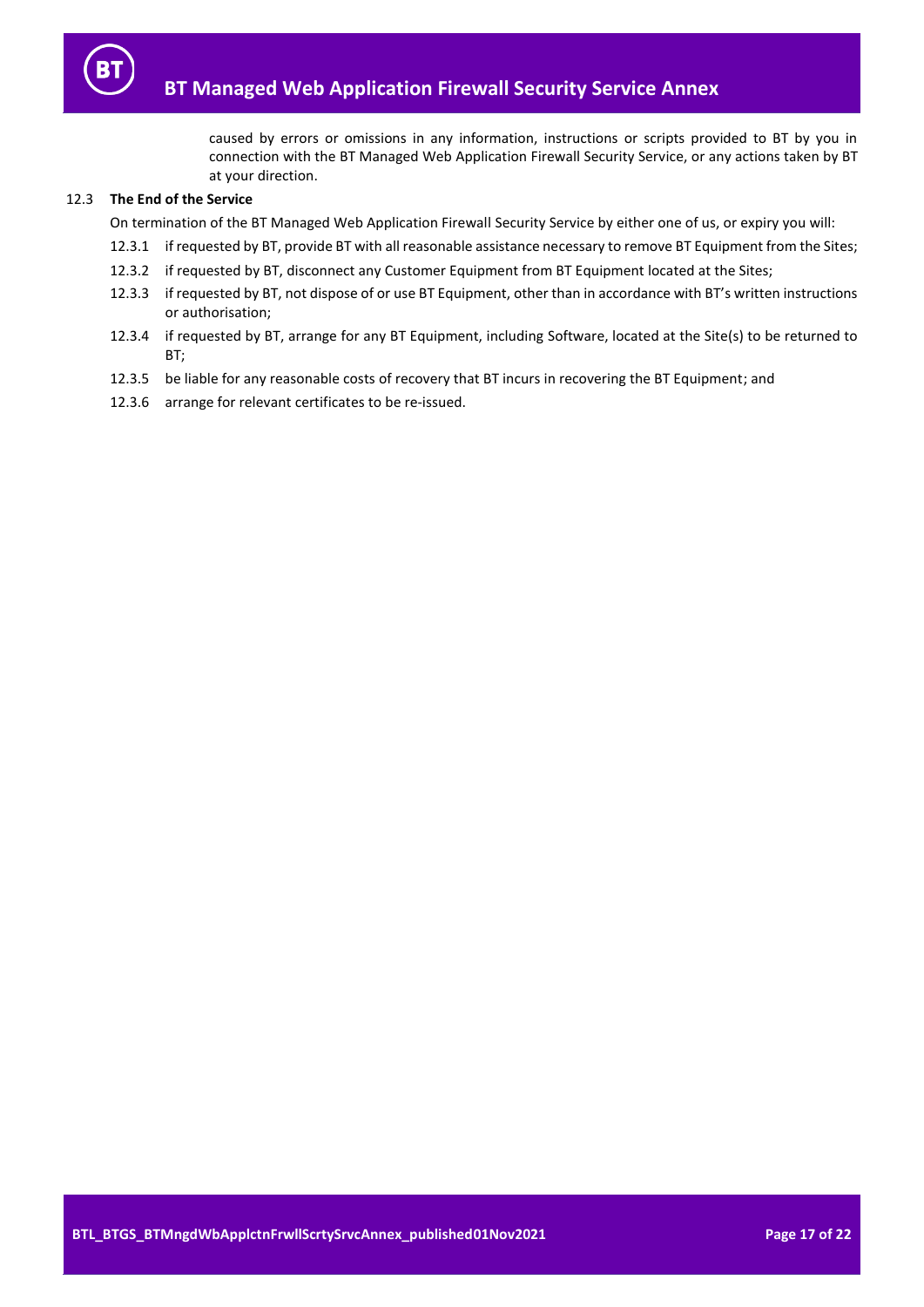caused by errors or omissions in any information, instructions or scripts provided to BT by you in connection with the BT Managed Web Application Firewall Security Service, or any actions taken by BT at your direction.

12.3 **The End of the Service**

On termination of the BT Managed Web Application Firewall Security Service by either one of us, or expiry you will:

12.3.1 if requested by BT, provide BT with all reasonable assistance necessary to remove BT Equipment from the Sites;

12.3.2 if requested by BT, disconnect any Customer Equipment from BT Equipment located at the Sites;

12.3.3 if requested by BT, not dispose of or use BT Equipment, other than in accordance with BT's written instructions or authorisation;

12.3.4 if requested by BT, arrange for any BT Equipment, including Software, located at the Site(s) to be returned to BT;

12.3.5 be liable for any reasonable costs of recovery that BT incurs in recovering the BT Equipment; and

12.3.6 arrange for relevant certificates to be re-issued.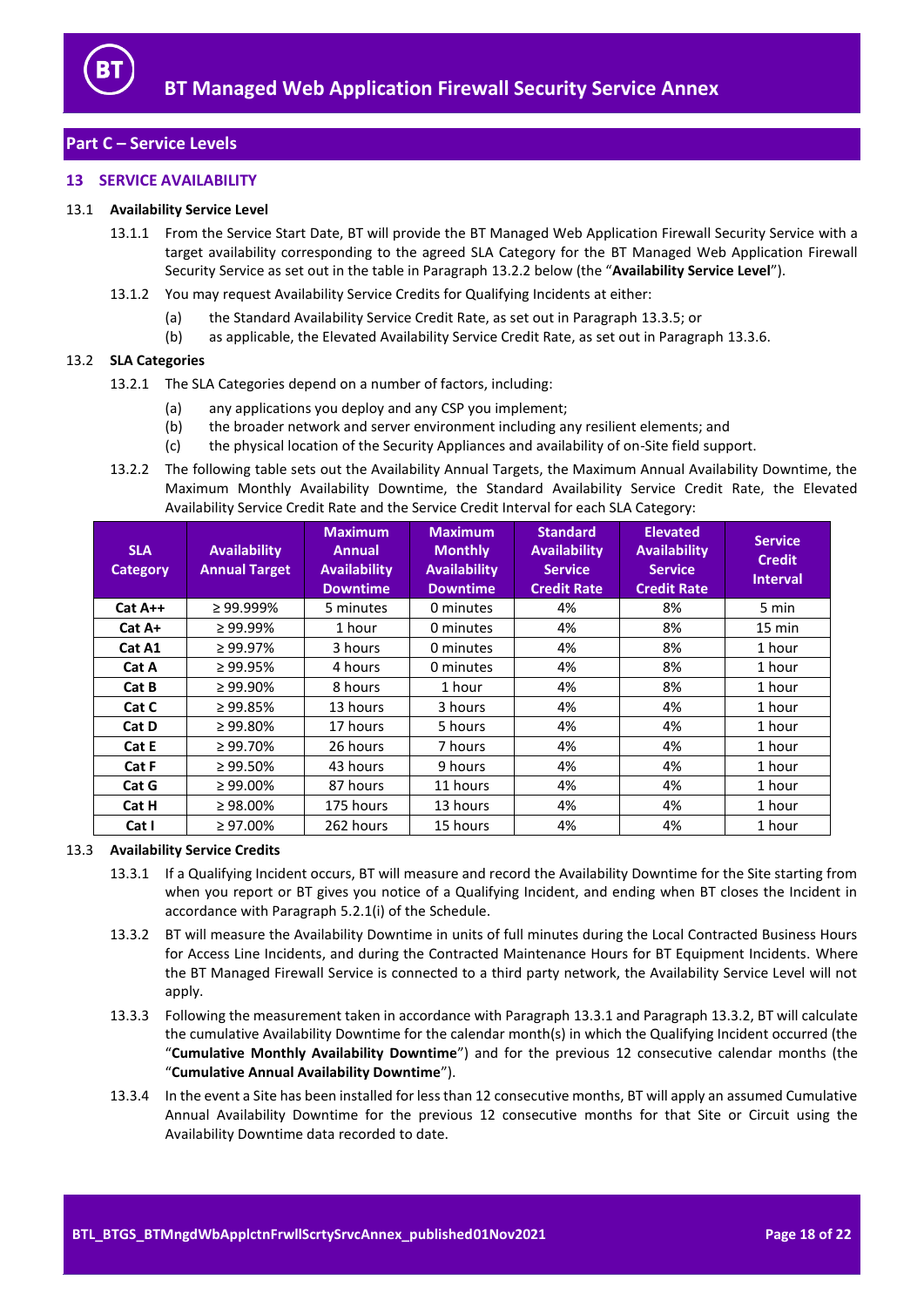## Part C – Service Levels

### 13 SERVICE AVAILABILITY

13.1 **Availability Service Level**

13.1.1 From the Service Start Date, BT will provide the BT Managed Web Application Firewall Security Service with a target availability corresponding to the agreed SLA Category for the BT Managed Web Application Firewall Security Service as set out in the table in Paragraph 13.2.2 below (the "**Availability Service Level**").

13.1.2 You may request Availability Service Credits for Qualifying Incidents at either:

(a) the Standard Availability Service Credit Rate, as set out in Paragraph 13.3.5; or

(b) as applicable, the Elevated Availability Service Credit Rate, as set out in Paragraph 13.3.6.

13.2 **SLA Categories**

13.2.1 The SLA Categories depend on a number of factors, including:

(a) any applications you deploy and any CSP you implement;

(b) the broader network and server environment including any resilient elements; and

(c) the physical location of the Security Appliances and availability of on-Site field support.

13.2.2 The following table sets out the Availability Annual Targets, the Maximum Annual Availability Downtime, the Maximum Monthly Availability Downtime, the Standard Availability Service Credit Rate, the Elevated Availability Service Credit Rate and the Service Credit Interval for each SLA Category:

| SLA Category | Availability Annual Target | Maximum Annual Availability Downtime | Maximum Monthly Availability Downtime | Standard Availability Service Credit Rate | Elevated Availability Service Credit Rate | Service Credit Interval |
|---|---|---|---|---|---|---|
| **Cat A++** | ≥ 99.999% | 5 minutes | 0 minutes | 4% | 8% | 5 min |
| **Cat A+** | ≥ 99.99% | 1 hour | 0 minutes | 4% | 8% | 15 min |
| **Cat A1** | ≥ 99.97% | 3 hours | 0 minutes | 4% | 8% | 1 hour |
| **Cat A** | ≥ 99.95% | 4 hours | 0 minutes | 4% | 8% | 1 hour |
| **Cat B** | ≥ 99.90% | 8 hours | 1 hour | 4% | 8% | 1 hour |
| **Cat C** | ≥ 99.85% | 13 hours | 3 hours | 4% | 4% | 1 hour |
| **Cat D** | ≥ 99.80% | 17 hours | 5 hours | 4% | 4% | 1 hour |
| **Cat E** | ≥ 99.70% | 26 hours | 7 hours | 4% | 4% | 1 hour |
| **Cat F** | ≥ 99.50% | 43 hours | 9 hours | 4% | 4% | 1 hour |
| **Cat G** | ≥ 99.00% | 87 hours | 11 hours | 4% | 4% | 1 hour |
| **Cat H** | ≥ 98.00% | 175 hours | 13 hours | 4% | 4% | 1 hour |
| **Cat I** | ≥ 97.00% | 262 hours | 15 hours | 4% | 4% | 1 hour |

13.3 **Availability Service Credits**

13.3.1 If a Qualifying Incident occurs, BT will measure and record the Availability Downtime for the Site starting from when you report or BT gives you notice of a Qualifying Incident, and ending when BT closes the Incident in accordance with Paragraph 5.2.1(i) of the Schedule.

13.3.2 BT will measure the Availability Downtime in units of full minutes during the Local Contracted Business Hours for Access Line Incidents, and during the Contracted Maintenance Hours for BT Equipment Incidents. Where the BT Managed Firewall Service is connected to a third party network, the Availability Service Level will not apply.

13.3.3 Following the measurement taken in accordance with Paragraph 13.3.1 and Paragraph 13.3.2, BT will calculate the cumulative Availability Downtime for the calendar month(s) in which the Qualifying Incident occurred (the "**Cumulative Monthly Availability Downtime**") and for the previous 12 consecutive calendar months (the "**Cumulative Annual Availability Downtime**").

13.3.4 In the event a Site has been installed for less than 12 consecutive months, BT will apply an assumed Cumulative Annual Availability Downtime for the previous 12 consecutive months for that Site or Circuit using the Availability Downtime data recorded to date.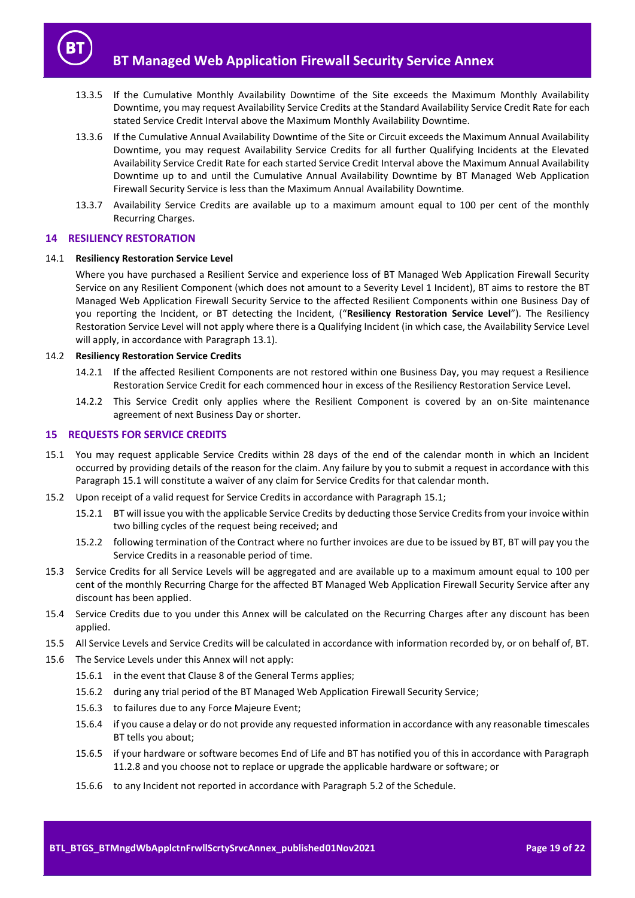13.3.5 If the Cumulative Monthly Availability Downtime of the Site exceeds the Maximum Monthly Availability Downtime, you may request Availability Service Credits at the Standard Availability Service Credit Rate for each stated Service Credit Interval above the Maximum Monthly Availability Downtime.

13.3.6 If the Cumulative Annual Availability Downtime of the Site or Circuit exceeds the Maximum Annual Availability Downtime, you may request Availability Service Credits for all further Qualifying Incidents at the Elevated Availability Service Credit Rate for each started Service Credit Interval above the Maximum Annual Availability Downtime up to and until the Cumulative Annual Availability Downtime by BT Managed Web Application Firewall Security Service is less than the Maximum Annual Availability Downtime.

13.3.7 Availability Service Credits are available up to a maximum amount equal to 100 per cent of the monthly Recurring Charges.

## 14 RESILIENCY RESTORATION

14.1 **Resiliency Restoration Service Level**

Where you have purchased a Resilient Service and experience loss of BT Managed Web Application Firewall Security Service on any Resilient Component (which does not amount to a Severity Level 1 Incident), BT aims to restore the BT Managed Web Application Firewall Security Service to the affected Resilient Components within one Business Day of you reporting the Incident, or BT detecting the Incident, ("**Resiliency Restoration Service Level**"). The Resiliency Restoration Service Level will not apply where there is a Qualifying Incident (in which case, the Availability Service Level will apply, in accordance with Paragraph 13.1).

14.2 **Resiliency Restoration Service Credits**

14.2.1 If the affected Resilient Components are not restored within one Business Day, you may request a Resilience Restoration Service Credit for each commenced hour in excess of the Resiliency Restoration Service Level.

14.2.2 This Service Credit only applies where the Resilient Component is covered by an on-Site maintenance agreement of next Business Day or shorter.

## 15 REQUESTS FOR SERVICE CREDITS

15.1 You may request applicable Service Credits within 28 days of the end of the calendar month in which an Incident occurred by providing details of the reason for the claim. Any failure by you to submit a request in accordance with this Paragraph 15.1 will constitute a waiver of any claim for Service Credits for that calendar month.

15.2 Upon receipt of a valid request for Service Credits in accordance with Paragraph 15.1;

15.2.1 BT will issue you with the applicable Service Credits by deducting those Service Credits from your invoice within two billing cycles of the request being received; and

15.2.2 following termination of the Contract where no further invoices are due to be issued by BT, BT will pay you the Service Credits in a reasonable period of time.

15.3 Service Credits for all Service Levels will be aggregated and are available up to a maximum amount equal to 100 per cent of the monthly Recurring Charge for the affected BT Managed Web Application Firewall Security Service after any discount has been applied.

15.4 Service Credits due to you under this Annex will be calculated on the Recurring Charges after any discount has been applied.

15.5 All Service Levels and Service Credits will be calculated in accordance with information recorded by, or on behalf of, BT.

15.6 The Service Levels under this Annex will not apply:

15.6.1 in the event that Clause 8 of the General Terms applies;

15.6.2 during any trial period of the BT Managed Web Application Firewall Security Service;

15.6.3 to failures due to any Force Majeure Event;

15.6.4 if you cause a delay or do not provide any requested information in accordance with any reasonable timescales BT tells you about;

15.6.5 if your hardware or software becomes End of Life and BT has notified you of this in accordance with Paragraph 11.2.8 and you choose not to replace or upgrade the applicable hardware or software; or

15.6.6 to any Incident not reported in accordance with Paragraph 5.2 of the Schedule.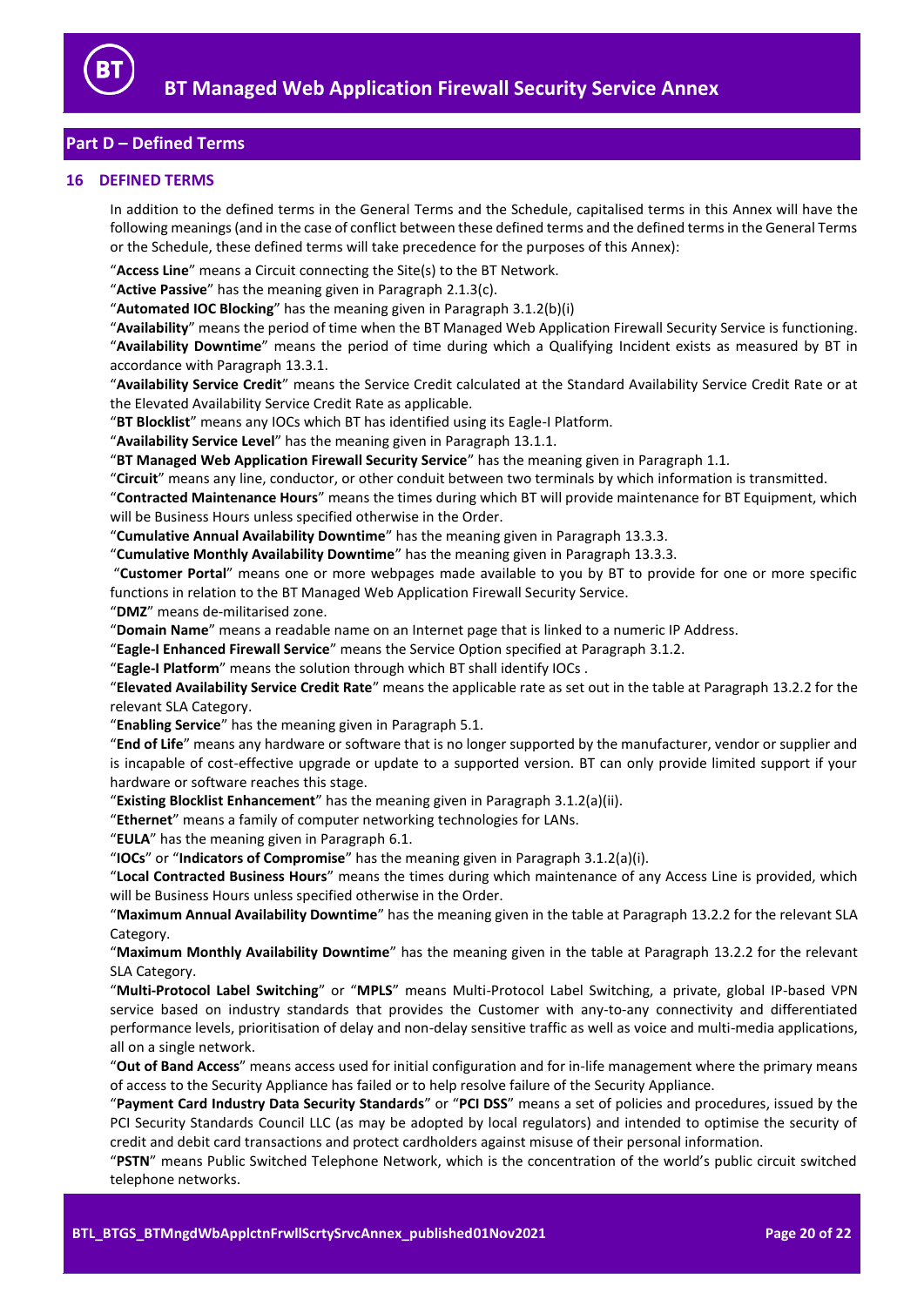## Part D – Defined Terms

### 16 DEFINED TERMS

In addition to the defined terms in the General Terms and the Schedule, capitalised terms in this Annex will have the following meanings (and in the case of conflict between these defined terms and the defined terms in the General Terms or the Schedule, these defined terms will take precedence for the purposes of this Annex):

"**Access Line**" means a Circuit connecting the Site(s) to the BT Network.

"**Active Passive**" has the meaning given in Paragraph 2.1.3(c).

"**Automated IOC Blocking**" has the meaning given in Paragraph 3.1.2(b)(i)

"**Availability**" means the period of time when the BT Managed Web Application Firewall Security Service is functioning.

"**Availability Downtime**" means the period of time during which a Qualifying Incident exists as measured by BT in accordance with Paragraph 13.3.1.

"**Availability Service Credit**" means the Service Credit calculated at the Standard Availability Service Credit Rate or at the Elevated Availability Service Credit Rate as applicable.

"**BT Blocklist**" means any IOCs which BT has identified using its Eagle-I Platform.

"**Availability Service Level**" has the meaning given in Paragraph 13.1.1.

"**BT Managed Web Application Firewall Security Service**" has the meaning given in Paragraph 1.1.

"**Circuit**" means any line, conductor, or other conduit between two terminals by which information is transmitted.

"**Contracted Maintenance Hours**" means the times during which BT will provide maintenance for BT Equipment, which will be Business Hours unless specified otherwise in the Order.

"**Cumulative Annual Availability Downtime**" has the meaning given in Paragraph 13.3.3.

"**Cumulative Monthly Availability Downtime**" has the meaning given in Paragraph 13.3.3.

"**Customer Portal**" means one or more webpages made available to you by BT to provide for one or more specific functions in relation to the BT Managed Web Application Firewall Security Service.

"**DMZ**" means de-militarised zone.

"**Domain Name**" means a readable name on an Internet page that is linked to a numeric IP Address.

"**Eagle-I Enhanced Firewall Service**" means the Service Option specified at Paragraph 3.1.2.

"**Eagle-I Platform**" means the solution through which BT shall identify IOCs .

"**Elevated Availability Service Credit Rate**" means the applicable rate as set out in the table at Paragraph 13.2.2 for the relevant SLA Category.

"**Enabling Service**" has the meaning given in Paragraph 5.1.

"**End of Life**" means any hardware or software that is no longer supported by the manufacturer, vendor or supplier and is incapable of cost-effective upgrade or update to a supported version. BT can only provide limited support if your hardware or software reaches this stage.

"**Existing Blocklist Enhancement**" has the meaning given in Paragraph 3.1.2(a)(ii).

"**Ethernet**" means a family of computer networking technologies for LANs.

"**EULA**" has the meaning given in Paragraph 6.1.

"**IOCs**" or "**Indicators of Compromise**" has the meaning given in Paragraph 3.1.2(a)(i).

"**Local Contracted Business Hours**" means the times during which maintenance of any Access Line is provided, which will be Business Hours unless specified otherwise in the Order.

"**Maximum Annual Availability Downtime**" has the meaning given in the table at Paragraph 13.2.2 for the relevant SLA Category.

"**Maximum Monthly Availability Downtime**" has the meaning given in the table at Paragraph 13.2.2 for the relevant SLA Category.

"**Multi-Protocol Label Switching**" or "**MPLS**" means Multi-Protocol Label Switching, a private, global IP-based VPN service based on industry standards that provides the Customer with any-to-any connectivity and differentiated performance levels, prioritisation of delay and non-delay sensitive traffic as well as voice and multi-media applications, all on a single network.

"**Out of Band Access**" means access used for initial configuration and for in-life management where the primary means of access to the Security Appliance has failed or to help resolve failure of the Security Appliance.

"**Payment Card Industry Data Security Standards**" or "**PCI DSS**" means a set of policies and procedures, issued by the PCI Security Standards Council LLC (as may be adopted by local regulators) and intended to optimise the security of credit and debit card transactions and protect cardholders against misuse of their personal information.

"**PSTN**" means Public Switched Telephone Network, which is the concentration of the world's public circuit switched telephone networks.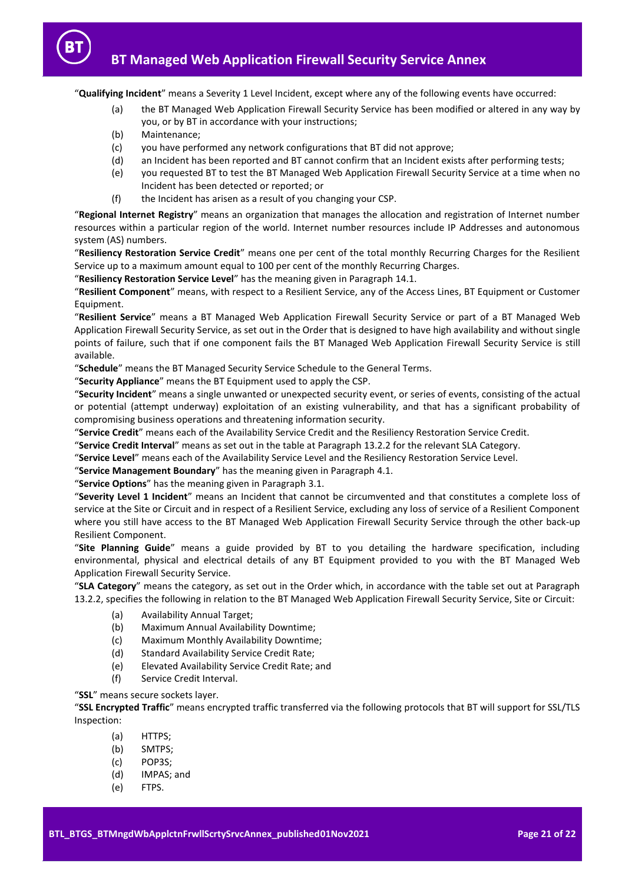"**Qualifying Incident**" means a Severity 1 Level Incident, except where any of the following events have occurred:

(a) the BT Managed Web Application Firewall Security Service has been modified or altered in any way by you, or by BT in accordance with your instructions;

(b) Maintenance;

(c) you have performed any network configurations that BT did not approve;

(d) an Incident has been reported and BT cannot confirm that an Incident exists after performing tests;

(e) you requested BT to test the BT Managed Web Application Firewall Security Service at a time when no Incident has been detected or reported; or

(f) the Incident has arisen as a result of you changing your CSP.

"**Regional Internet Registry**" means an organization that manages the allocation and registration of Internet number resources within a particular region of the world. Internet number resources include IP Addresses and autonomous system (AS) numbers.

"**Resiliency Restoration Service Credit**" means one per cent of the total monthly Recurring Charges for the Resilient Service up to a maximum amount equal to 100 per cent of the monthly Recurring Charges.

"**Resiliency Restoration Service Level**" has the meaning given in Paragraph 14.1.

"**Resilient Component**" means, with respect to a Resilient Service, any of the Access Lines, BT Equipment or Customer Equipment.

"**Resilient Service**" means a BT Managed Web Application Firewall Security Service or part of a BT Managed Web Application Firewall Security Service, as set out in the Order that is designed to have high availability and without single points of failure, such that if one component fails the BT Managed Web Application Firewall Security Service is still available.

"**Schedule**" means the BT Managed Security Service Schedule to the General Terms.

"**Security Appliance**" means the BT Equipment used to apply the CSP.

"**Security Incident**" means a single unwanted or unexpected security event, or series of events, consisting of the actual or potential (attempt underway) exploitation of an existing vulnerability, and that has a significant probability of compromising business operations and threatening information security.

"**Service Credit**" means each of the Availability Service Credit and the Resiliency Restoration Service Credit.

"**Service Credit Interval**" means as set out in the table at Paragraph 13.2.2 for the relevant SLA Category.

"**Service Level**" means each of the Availability Service Level and the Resiliency Restoration Service Level.

"**Service Management Boundary**" has the meaning given in Paragraph 4.1.

"**Service Options**" has the meaning given in Paragraph 3.1.

"**Severity Level 1 Incident**" means an Incident that cannot be circumvented and that constitutes a complete loss of service at the Site or Circuit and in respect of a Resilient Service, excluding any loss of service of a Resilient Component where you still have access to the BT Managed Web Application Firewall Security Service through the other back-up Resilient Component.

"**Site Planning Guide**" means a guide provided by BT to you detailing the hardware specification, including environmental, physical and electrical details of any BT Equipment provided to you with the BT Managed Web Application Firewall Security Service.

"**SLA Category**" means the category, as set out in the Order which, in accordance with the table set out at Paragraph 13.2.2, specifies the following in relation to the BT Managed Web Application Firewall Security Service, Site or Circuit:

(a) Availability Annual Target;

(b) Maximum Annual Availability Downtime;

(c) Maximum Monthly Availability Downtime;

(d) Standard Availability Service Credit Rate;

(e) Elevated Availability Service Credit Rate; and

(f) Service Credit Interval.

"**SSL**" means secure sockets layer.

"**SSL Encrypted Traffic**" means encrypted traffic transferred via the following protocols that BT will support for SSL/TLS Inspection:

(a) HTTPS;

(b) SMTPS;

(c) POP3S;

(d) IMPAS; and

(e) FTPS.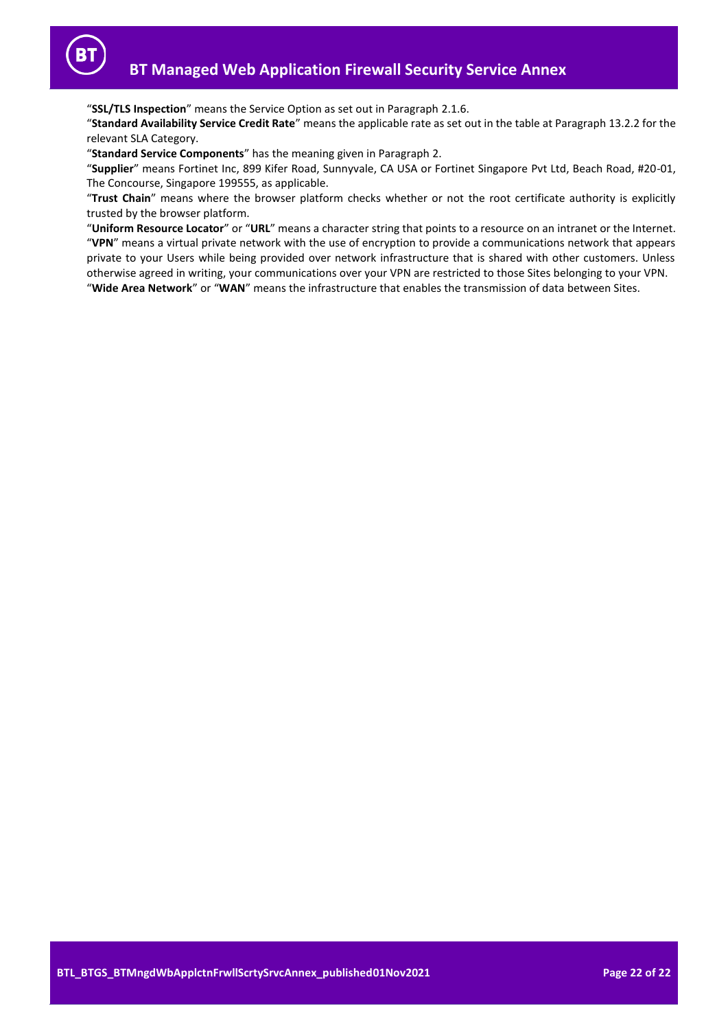"**SSL/TLS Inspection**" means the Service Option as set out in Paragraph 2.1.6.

"**Standard Availability Service Credit Rate**" means the applicable rate as set out in the table at Paragraph 13.2.2 for the relevant SLA Category.

"**Standard Service Components**" has the meaning given in Paragraph 2.

"**Supplier**" means Fortinet Inc, 899 Kifer Road, Sunnyvale, CA USA or Fortinet Singapore Pvt Ltd, Beach Road, #20-01, The Concourse, Singapore 199555, as applicable.

"**Trust Chain**" means where the browser platform checks whether or not the root certificate authority is explicitly trusted by the browser platform.

"**Uniform Resource Locator**" or "**URL**" means a character string that points to a resource on an intranet or the Internet.

"**VPN**" means a virtual private network with the use of encryption to provide a communications network that appears private to your Users while being provided over network infrastructure that is shared with other customers. Unless otherwise agreed in writing, your communications over your VPN are restricted to those Sites belonging to your VPN.

"**Wide Area Network**" or "**WAN**" means the infrastructure that enables the transmission of data between Sites.